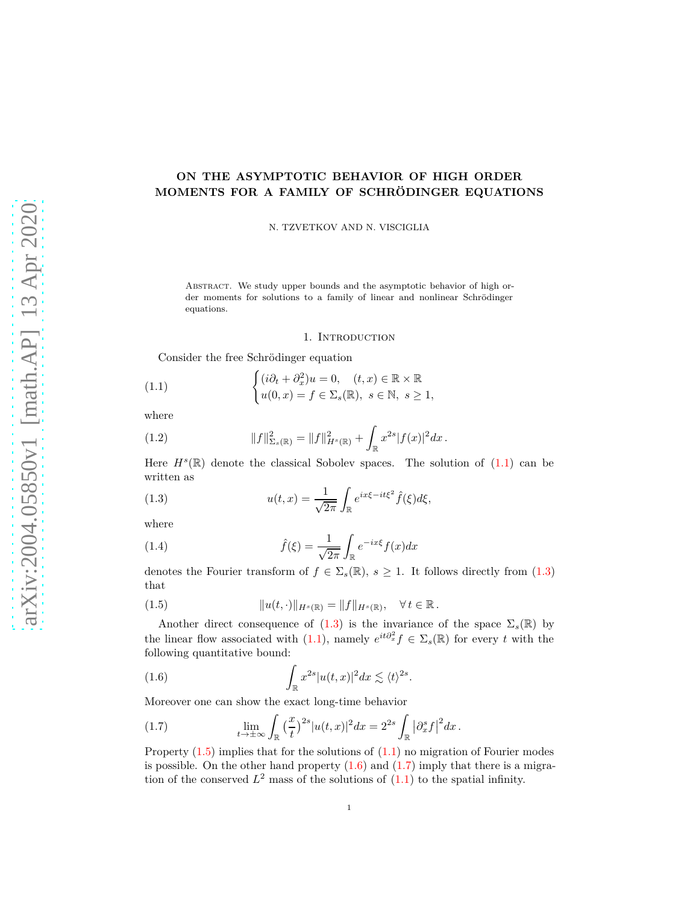# ON THE ASYMPTOTIC BEHAVIOR OF HIGH ORDER MOMENTS FOR A FAMILY OF SCHRÖDINGER EQUATIONS

N. TZVETKOV AND N. VISCIGLIA

Abstract. We study upper bounds and the asymptotic behavior of high order moments for solutions to a family of linear and nonlinear Schrödinger equations.

## 1. Introduction

Consider the free Schrödinger equation

$$\begin{cases} (i\partial_t + \partial_x^2)u = 0, \quad (t,x) \in \mathbb{R} \times \mathbb{R} \\ u(0,x) = f \in \Sigma_s(\mathbb{R}), \ s \in \mathbb{N}, \ s \geq 1, \end{cases} \tag{1.1}$$

where

$$\|f\|^2_{\Sigma_s(\mathbb{R})} = \|f\|^2_{H^s(\mathbb{R})} + \int_{\mathbb{R}} x^{2s}|f(x)|^2 dx \,. \tag{1.2}$$

Here $H^s(\mathbb{R})$ denote the classical Sobolev spaces. The solution of (1.1) can be written as

$$u(t,x) = \frac{1}{\sqrt{2\pi}} \int_{\mathbb{R}} e^{ix\xi - it\xi^2} \hat{f}(\xi) d\xi, \tag{1.3}$$

where

$$\hat{f}(\xi) = \frac{1}{\sqrt{2\pi}} \int_{\mathbb{R}} e^{-ix\xi} f(x) dx \tag{1.4}$$

denotes the Fourier transform of $f \in \Sigma_s(\mathbb{R})$, $s \geq 1$. It follows directly from (1.3) that

$$\|u(t,\cdot)\|_{H^s(\mathbb{R})} = \|f\|_{H^s(\mathbb{R})}, \quad \forall \, t \in \mathbb{R} \,. \tag{1.5}$$

Another direct consequence of (1.3) is the invariance of the space $\Sigma_s(\mathbb{R})$ by the linear flow associated with (1.1), namely $e^{it\partial_x^2} f \in \Sigma_s(\mathbb{R})$ for every $t$ with the following quantitative bound:

$$\int_{\mathbb{R}} x^{2s}|u(t,x)|^2 dx \lesssim \langle t \rangle^{2s}. \tag{1.6}$$

Moreover one can show the exact long-time behavior

$$\lim_{t \to \pm\infty} \int_{\mathbb{R}} \big(\frac{x}{t}\big)^{2s}|u(t,x)|^2 dx = 2^{2s} \int_{\mathbb{R}} \big|\partial_x^s f\big|^2 dx \,. \tag{1.7}$$

Property (1.5) implies that for the solutions of (1.1) no migration of Fourier modes is possible. On the other hand property (1.6) and (1.7) imply that there is a migration of the conserved $L^2$ mass of the solutions of (1.1) to the spatial infinity.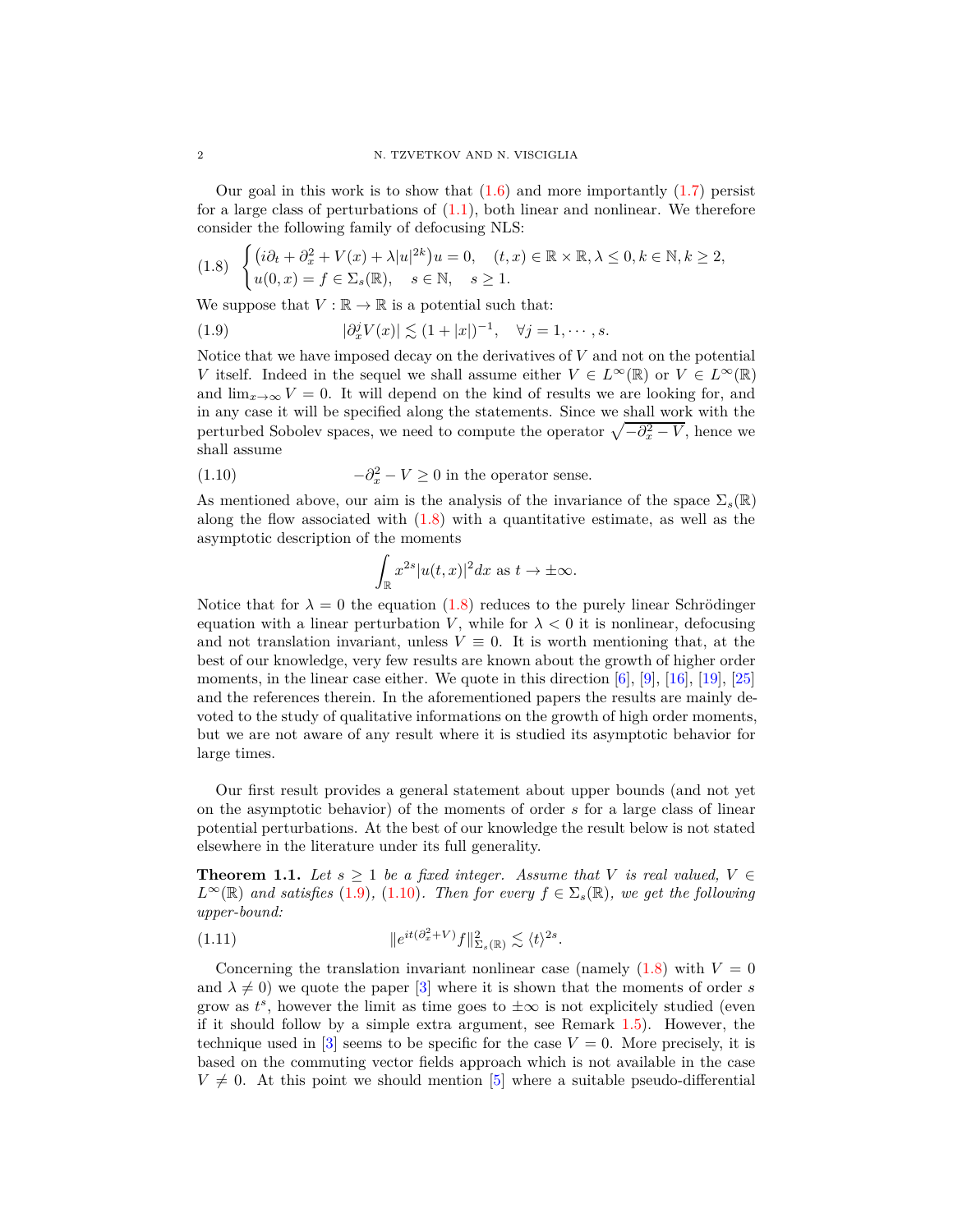Our goal in this work is to show that (1.6) and more importantly (1.7) persist for a large class of perturbations of (1.1), both linear and nonlinear. We therefore consider the following family of defocusing NLS:

$$
\begin{cases} \big(i\partial_t + \partial_x^2 + V(x) + \lambda |u|^{2k}\big)u = 0, & (t,x) \in \mathbb{R}\times\mathbb{R}, \lambda \leq 0, k \in \mathbb{N}, k \geq 2, \\ u(0,x) = f \in \Sigma_s(\mathbb{R}), \quad s \in \mathbb{N}, \quad s \geq 1. \end{cases} \tag{1.8}
$$

We suppose that $V : \mathbb{R} \to \mathbb{R}$ is a potential such that:

$$
|\partial_x^j V(x)| \lesssim (1+|x|)^{-1}, \quad \forall j = 1, \cdots, s. \tag{1.9}
$$

Notice that we have imposed decay on the derivatives of $V$ and not on the potential $V$ itself. Indeed in the sequel we shall assume either $V \in L^\infty(\mathbb{R})$ or $V \in L^\infty(\mathbb{R})$ and $\lim_{x\to\infty} V = 0$. It will depend on the kind of results we are looking for, and in any case it will be specified along the statements. Since we shall work with the perturbed Sobolev spaces, we need to compute the operator $\sqrt{-\partial_x^2 - V}$, hence we shall assume

$$
-\partial_x^2 - V \geq 0 \text{ in the operator sense.} \tag{1.10}
$$

As mentioned above, our aim is the analysis of the invariance of the space $\Sigma_s(\mathbb{R})$ along the flow associated with (1.8) with a quantitative estimate, as well as the asymptotic description of the moments

$$
\int_{\mathbb{R}} x^{2s} |u(t,x)|^2 dx \text{ as } t \to \pm\infty.
$$

Notice that for $\lambda = 0$ the equation (1.8) reduces to the purely linear Schrödinger equation with a linear perturbation $V$, while for $\lambda < 0$ it is nonlinear, defocusing and not translation invariant, unless $V \equiv 0$. It is worth mentioning that, at the best of our knowledge, very few results are known about the growth of higher order moments, in the linear case either. We quote in this direction [6], [9], [16], [19], [25] and the references therein. In the aforementioned papers the results are mainly devoted to the study of qualitative informations on the growth of high order moments, but we are not aware of any result where it is studied its asymptotic behavior for large times.

Our first result provides a general statement about upper bounds (and not yet on the asymptotic behavior) of the moments of order $s$ for a large class of linear potential perturbations. At the best of our knowledge the result below is not stated elsewhere in the literature under its full generality.

**Theorem 1.1.** *Let $s \geq 1$ be a fixed integer. Assume that $V$ is real valued, $V \in L^\infty(\mathbb{R})$ and satisfies (1.9), (1.10). Then for every $f \in \Sigma_s(\mathbb{R})$, we get the following upper-bound:*

$$
\|e^{it(\partial_x^2 + V)} f\|^2_{\Sigma_s(\mathbb{R})} \lesssim \langle t \rangle^{2s}. \tag{1.11}
$$

Concerning the translation invariant nonlinear case (namely (1.8) with $V = 0$ and $\lambda \neq 0$) we quote the paper [3] where it is shown that the moments of order $s$ grow as $t^s$, however the limit as time goes to $\pm\infty$ is not explicitely studied (even if it should follow by a simple extra argument, see Remark 1.5). However, the technique used in [3] seems to be specific for the case $V = 0$. More precisely, it is based on the commuting vector fields approach which is not available in the case $V \neq 0$. At this point we should mention [5] where a suitable pseudo-differential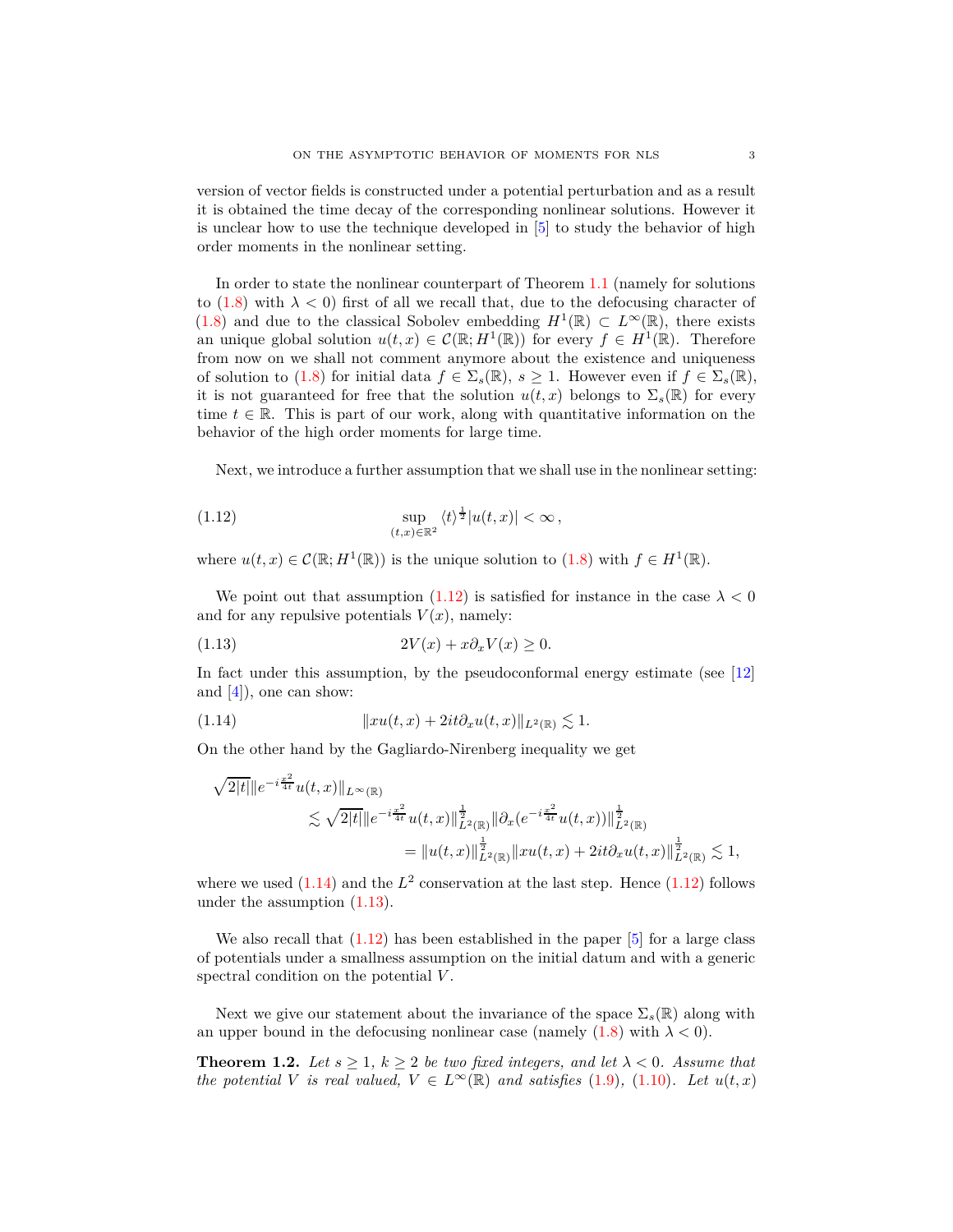version of vector fields is constructed under a potential perturbation and as a result it is obtained the time decay of the corresponding nonlinear solutions. However it is unclear how to use the technique developed in [5] to study the behavior of high order moments in the nonlinear setting.

In order to state the nonlinear counterpart of Theorem 1.1 (namely for solutions to (1.8) with $\lambda < 0$) first of all we recall that, due to the defocusing character of (1.8) and due to the classical Sobolev embedding $H^1(\mathbb{R}) \subset L^\infty(\mathbb{R})$, there exists an unique global solution $u(t,x) \in \mathcal{C}(\mathbb{R}; H^1(\mathbb{R}))$ for every $f \in H^1(\mathbb{R})$. Therefore from now on we shall not comment anymore about the existence and uniqueness of solution to (1.8) for initial data $f \in \Sigma_s(\mathbb{R})$, $s \geq 1$. However even if $f \in \Sigma_s(\mathbb{R})$, it is not guaranteed for free that the solution $u(t,x)$ belongs to $\Sigma_s(\mathbb{R})$ for every time $t \in \mathbb{R}$. This is part of our work, along with quantitative information on the behavior of the high order moments for large time.

Next, we introduce a further assumption that we shall use in the nonlinear setting:

$$\sup_{(t,x)\in\mathbb{R}^2} \langle t\rangle^{\frac{1}{2}} |u(t,x)| < \infty\,, \tag{1.12}$$

where $u(t,x) \in \mathcal{C}(\mathbb{R}; H^1(\mathbb{R}))$ is the unique solution to (1.8) with $f \in H^1(\mathbb{R})$.

We point out that assumption (1.12) is satisfied for instance in the case $\lambda < 0$ and for any repulsive potentials $V(x)$, namely:

$$2V(x) + x\partial_x V(x) \geq 0. \tag{1.13}$$

In fact under this assumption, by the pseudoconformal energy estimate (see [12] and [4]), one can show:

$$\|xu(t,x) + 2it\partial_x u(t,x)\|_{L^2(\mathbb{R})} \lesssim 1. \tag{1.14}$$

On the other hand by the Gagliardo-Nirenberg inequality we get

$$\begin{aligned}
\sqrt{2|t|}\|e^{-i\frac{x^2}{4t}}u(t,x)\|_{L^\infty(\mathbb{R})} &\\
\lesssim \sqrt{2|t|}\|e^{-i\frac{x^2}{4t}}u(t,x)\|_{L^2(\mathbb{R})}^{\frac{1}{2}}&\|\partial_x(e^{-i\frac{x^2}{4t}}u(t,x))\|_{L^2(\mathbb{R})}^{\frac{1}{2}}\\
&= \|u(t,x)\|_{L^2(\mathbb{R})}^{\frac{1}{2}}\|xu(t,x) + 2it\partial_x u(t,x)\|_{L^2(\mathbb{R})}^{\frac{1}{2}} \lesssim 1,
\end{aligned}$$

where we used (1.14) and the $L^2$ conservation at the last step. Hence (1.12) follows under the assumption (1.13).

We also recall that (1.12) has been established in the paper [5] for a large class of potentials under a smallness assumption on the initial datum and with a generic spectral condition on the potential $V$.

Next we give our statement about the invariance of the space $\Sigma_s(\mathbb{R})$ along with an upper bound in the defocusing nonlinear case (namely (1.8) with $\lambda < 0$).

**Theorem 1.2.** *Let $s \geq 1$, $k \geq 2$ be two fixed integers, and let $\lambda < 0$. Assume that the potential $V$ is real valued, $V \in L^\infty(\mathbb{R})$ and satisfies (1.9), (1.10). Let $u(t,x)$*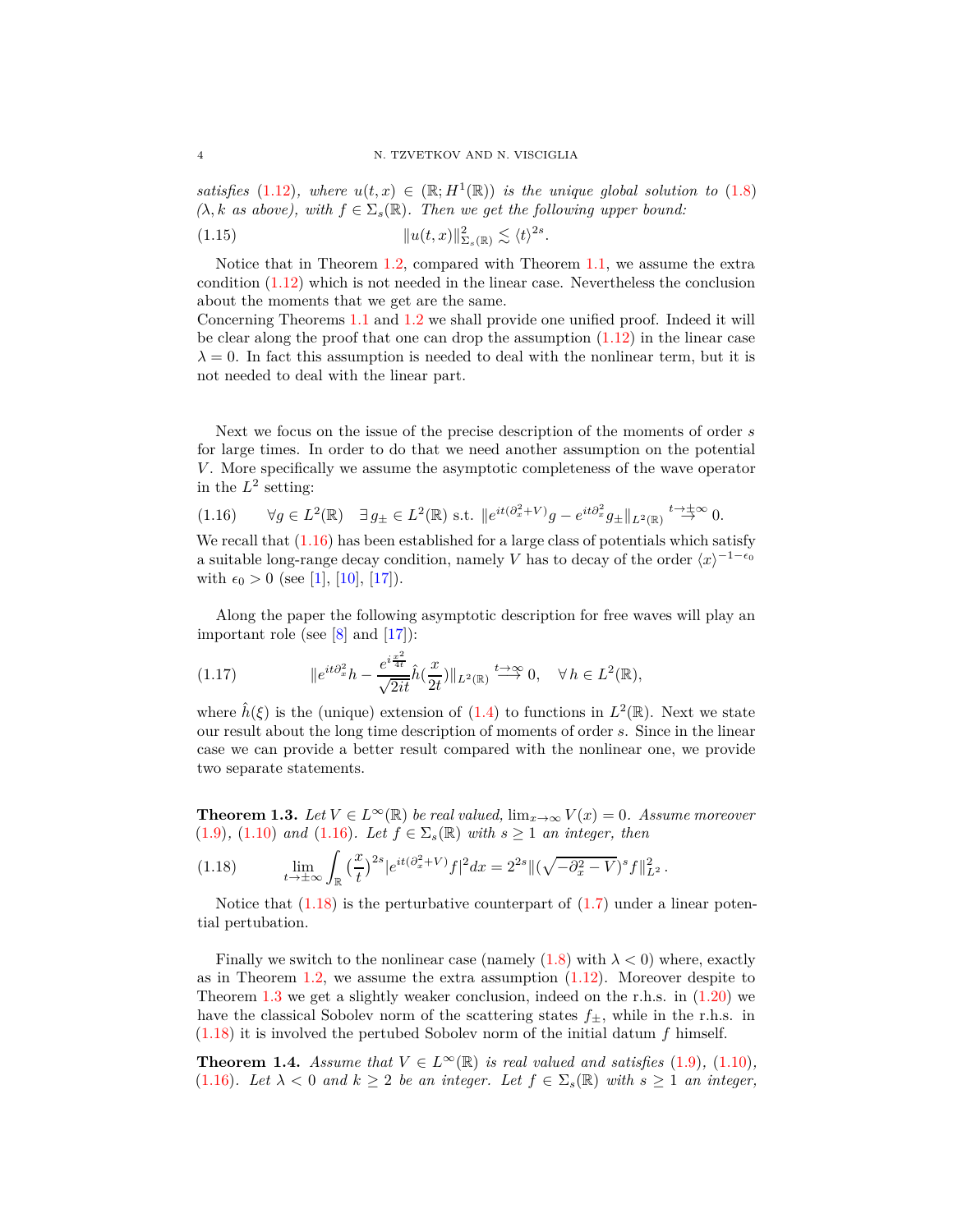*satisfies* (1.12)*, where* $u(t,x) \in (\mathbb{R}; H^1(\mathbb{R}))$ *is the unique global solution to* (1.8) *($\lambda, k$ as above), with* $f \in \Sigma_s(\mathbb{R})$*. Then we get the following upper bound:*

$$\|u(t,x)\|^2_{\Sigma_s(\mathbb{R})} \lesssim \langle t\rangle^{2s}. \tag{1.15}$$

Notice that in Theorem 1.2, compared with Theorem 1.1, we assume the extra condition (1.12) which is not needed in the linear case. Nevertheless the conclusion about the moments that we get are the same.
Concerning Theorems 1.1 and 1.2 we shall provide one unified proof. Indeed it will be clear along the proof that one can drop the assumption (1.12) in the linear case $\lambda = 0$. In fact this assumption is needed to deal with the nonlinear term, but it is not needed to deal with the linear part.

Next we focus on the issue of the precise description of the moments of order $s$ for large times. In order to do that we need another assumption on the potential $V$. More specifically we assume the asymptotic completeness of the wave operator in the $L^2$ setting:

$$\forall g \in L^2(\mathbb{R}) \quad \exists g_\pm \in L^2(\mathbb{R}) \text{ s.t. } \|e^{it(\partial_x^2+V)}g - e^{it\partial_x^2}g_\pm\|_{L^2(\mathbb{R})} \overset{t\to\pm\infty}{\to} 0. \tag{1.16}$$

We recall that (1.16) has been established for a large class of potentials which satisfy a suitable long-range decay condition, namely $V$ has to decay of the order $\langle x\rangle^{-1-\epsilon_0}$ with $\epsilon_0 > 0$ (see [1], [10], [17]).

Along the paper the following asymptotic description for free waves will play an important role (see [8] and [17]):

$$\|e^{it\partial_x^2}h - \frac{e^{i\frac{x^2}{4t}}}{\sqrt{2it}}\hat{h}(\frac{x}{2t})\|_{L^2(\mathbb{R})} \overset{t\to\infty}{\longrightarrow} 0, \quad \forall\, h \in L^2(\mathbb{R}), \tag{1.17}$$

where $\hat{h}(\xi)$ is the (unique) extension of (1.4) to functions in $L^2(\mathbb{R})$. Next we state our result about the long time description of moments of order $s$. Since in the linear case we can provide a better result compared with the nonlinear one, we provide two separate statements.

**Theorem 1.3.** *Let* $V \in L^\infty(\mathbb{R})$ *be real valued,* $\lim_{x\to\infty} V(x) = 0$*. Assume moreover* (1.9)*,* (1.10) *and* (1.16)*. Let* $f \in \Sigma_s(\mathbb{R})$ *with* $s \geq 1$ *an integer, then*

$$\lim_{t\to\pm\infty} \int_{\mathbb{R}} \big(\frac{x}{t}\big)^{2s} |e^{it(\partial_x^2+V)}f|^2 dx = 2^{2s}\|(\sqrt{-\partial_x^2 - V})^s f\|^2_{L^2}. \tag{1.18}$$

Notice that (1.18) is the perturbative counterpart of (1.7) under a linear potential pertubation.

Finally we switch to the nonlinear case (namely (1.8) with $\lambda < 0$) where, exactly as in Theorem 1.2, we assume the extra assumption (1.12). Moreover despite to Theorem 1.3 we get a slightly weaker conclusion, indeed on the r.h.s. in (1.20) we have the classical Sobolev norm of the scattering states $f_\pm$, while in the r.h.s. in (1.18) it is involved the pertubed Sobolev norm of the initial datum $f$ himself.

**Theorem 1.4.** *Assume that* $V \in L^\infty(\mathbb{R})$ *is real valued and satisfies* (1.9)*,* (1.10)*,* (1.16)*. Let* $\lambda < 0$ *and* $k \geq 2$ *be an integer. Let* $f \in \Sigma_s(\mathbb{R})$ *with* $s \geq 1$ *an integer,*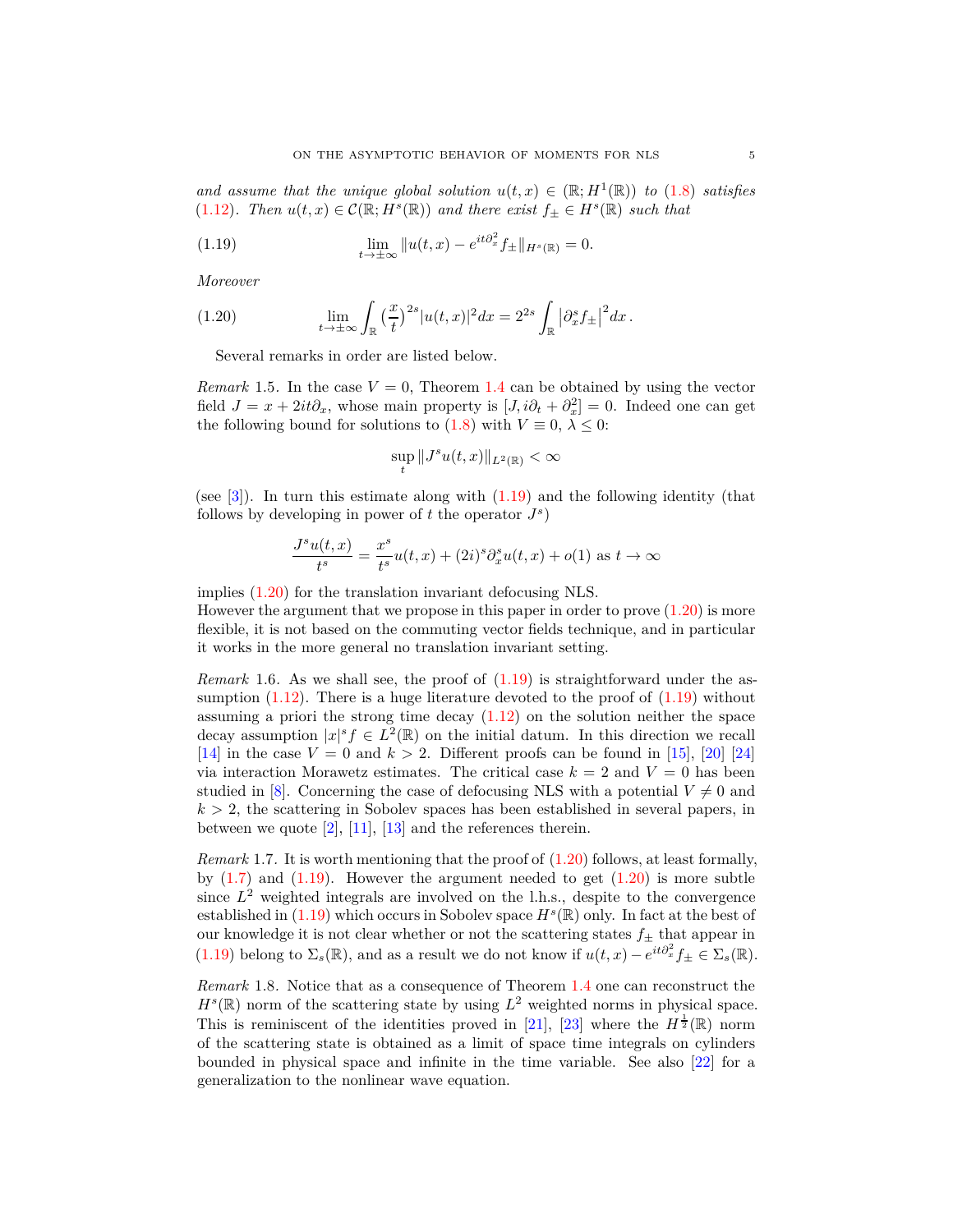*and assume that the unique global solution $u(t,x) \in (\mathbb{R}; H^1(\mathbb{R}))$ to (1.8) satisfies (1.12). Then $u(t,x) \in \mathcal{C}(\mathbb{R}; H^s(\mathbb{R}))$ and there exist $f_\pm \in H^s(\mathbb{R})$ such that*

$$\lim_{t\to\pm\infty} \|u(t,x) - e^{it\partial_x^2} f_\pm\|_{H^s(\mathbb{R})} = 0. \tag{1.19}$$

*Moreover*

$$\lim_{t\to\pm\infty} \int_{\mathbb{R}} \big(\frac{x}{t}\big)^{2s} |u(t,x)|^2 dx = 2^{2s} \int_{\mathbb{R}} \big|\partial_x^s f_\pm\big|^2 dx\,. \tag{1.20}$$

Several remarks in order are listed below.

*Remark* 1.5. In the case $V = 0$, Theorem 1.4 can be obtained by using the vector field $J = x + 2it\partial_x$, whose main property is $[J, i\partial_t + \partial_x^2] = 0$. Indeed one can get the following bound for solutions to (1.8) with $V \equiv 0$, $\lambda \le 0$:

$$\sup_t \|J^s u(t,x)\|_{L^2(\mathbb{R})} < \infty$$

(see [3]). In turn this estimate along with (1.19) and the following identity (that follows by developing in power of $t$ the operator $J^s$)

$$\frac{J^s u(t,x)}{t^s} = \frac{x^s}{t^s} u(t,x) + (2i)^s \partial_x^s u(t,x) + o(1) \text{ as } t \to \infty$$

implies (1.20) for the translation invariant defocusing NLS.
However the argument that we propose in this paper in order to prove (1.20) is more flexible, it is not based on the commuting vector fields technique, and in particular it works in the more general no translation invariant setting.

*Remark* 1.6. As we shall see, the proof of (1.19) is straightforward under the assumption (1.12). There is a huge literature devoted to the proof of (1.19) without assuming a priori the strong time decay (1.12) on the solution neither the space decay assumption $|x|^s f \in L^2(\mathbb{R})$ on the initial datum. In this direction we recall [14] in the case $V = 0$ and $k > 2$. Different proofs can be found in [15], [20] [24] via interaction Morawetz estimates. The critical case $k = 2$ and $V = 0$ has been studied in [8]. Concerning the case of defocusing NLS with a potential $V \neq 0$ and $k > 2$, the scattering in Sobolev spaces has been established in several papers, in between we quote [2], [11], [13] and the references therein.

*Remark* 1.7. It is worth mentioning that the proof of (1.20) follows, at least formally, by (1.7) and (1.19). However the argument needed to get (1.20) is more subtle since $L^2$ weighted integrals are involved on the l.h.s., despite to the convergence established in (1.19) which occurs in Sobolev space $H^s(\mathbb{R})$ only. In fact at the best of our knowledge it is not clear whether or not the scattering states $f_\pm$ that appear in (1.19) belong to $\Sigma_s(\mathbb{R})$, and as a result we do not know if $u(t,x) - e^{it\partial_x^2} f_\pm \in \Sigma_s(\mathbb{R})$.

*Remark* 1.8. Notice that as a consequence of Theorem 1.4 one can reconstruct the $H^s(\mathbb{R})$ norm of the scattering state by using $L^2$ weighted norms in physical space. This is reminiscent of the identities proved in [21], [23] where the $H^{\frac{1}{2}}(\mathbb{R})$ norm of the scattering state is obtained as a limit of space time integrals on cylinders bounded in physical space and infinite in the time variable. See also [22] for a generalization to the nonlinear wave equation.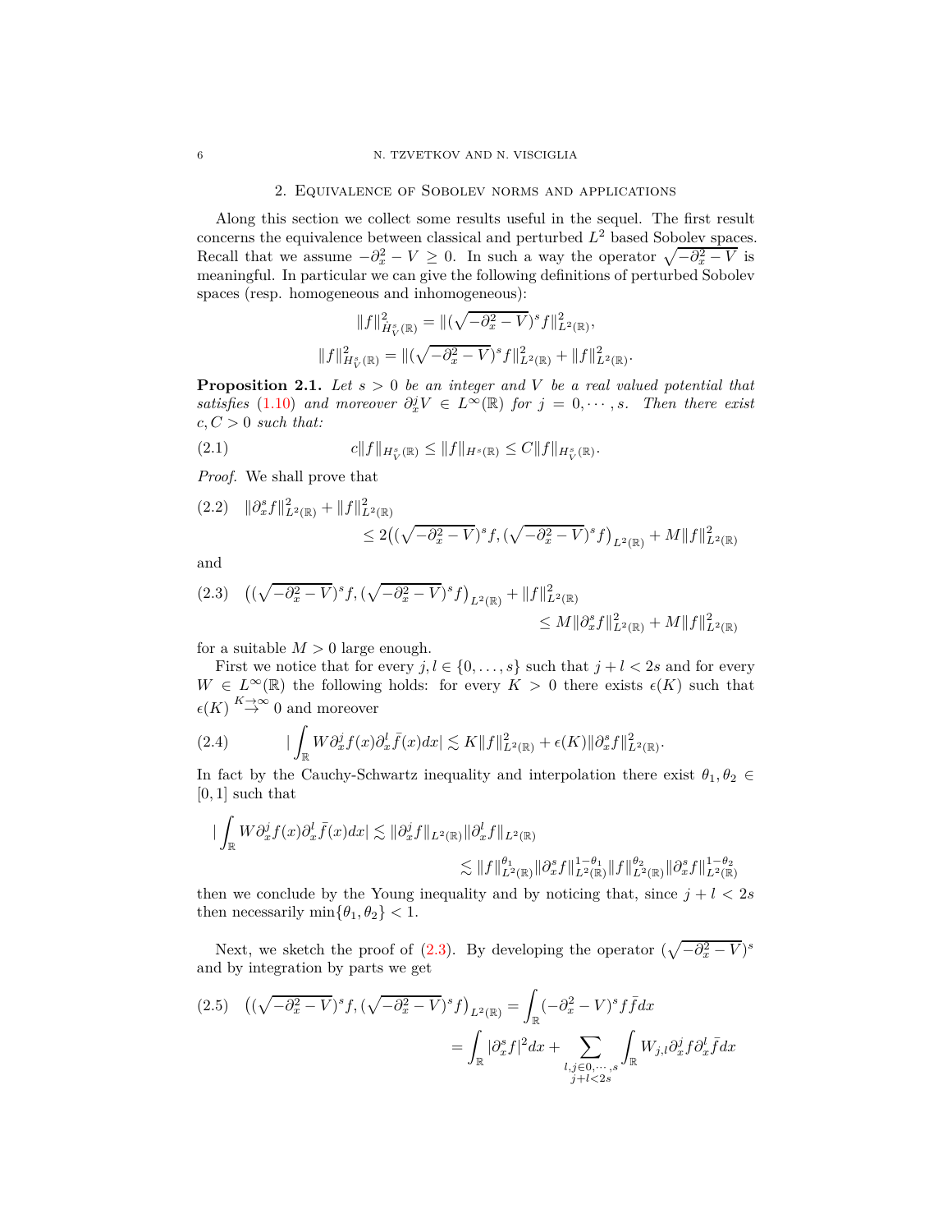## 2. Equivalence of Sobolev norms and applications

Along this section we collect some results useful in the sequel. The first result concerns the equivalence between classical and perturbed $L^2$ based Sobolev spaces. Recall that we assume $-\partial_x^2 - V \geq 0$. In such a way the operator $\sqrt{-\partial_x^2 - V}$ is meaningful. In particular we can give the following definitions of perturbed Sobolev spaces (resp. homogeneous and inhomogeneous):

$$\|f\|^2_{\dot{H}^s_V(\mathbb{R})} = \|(\sqrt{-\partial_x^2 - V})^s f\|^2_{L^2(\mathbb{R})},$$

$$\|f\|^2_{H^s_V(\mathbb{R})} = \|(\sqrt{-\partial_x^2 - V})^s f\|^2_{L^2(\mathbb{R})} + \|f\|^2_{L^2(\mathbb{R})}.$$

**Proposition 2.1.** *Let $s > 0$ be an integer and $V$ be a real valued potential that satisfies (1.10) and moreover $\partial_x^j V \in L^\infty(\mathbb{R})$ for $j = 0, \cdots, s$. Then there exist $c, C > 0$ such that:*

$$c\|f\|_{H^s_V(\mathbb{R})} \leq \|f\|_{H^s(\mathbb{R})} \leq C\|f\|_{H^s_V(\mathbb{R})}. \tag{2.1}$$

*Proof.* We shall prove that

$$\|\partial_x^s f\|^2_{L^2(\mathbb{R})} + \|f\|^2_{L^2(\mathbb{R})} \leq 2\big((\sqrt{-\partial_x^2 - V})^s f, (\sqrt{-\partial_x^2 - V})^s f\big)_{L^2(\mathbb{R})} + M\|f\|^2_{L^2(\mathbb{R})} \tag{2.2}$$

and

$$\big((\sqrt{-\partial_x^2 - V})^s f, (\sqrt{-\partial_x^2 - V})^s f\big)_{L^2(\mathbb{R})} + \|f\|^2_{L^2(\mathbb{R})} \leq M\|\partial_x^s f\|^2_{L^2(\mathbb{R})} + M\|f\|^2_{L^2(\mathbb{R})} \tag{2.3}$$

for a suitable $M > 0$ large enough.

First we notice that for every $j, l \in \{0, \ldots, s\}$ such that $j + l < 2s$ and for every $W \in L^\infty(\mathbb{R})$ the following holds: for every $K > 0$ there exists $\epsilon(K)$ such that $\epsilon(K) \overset{K\to\infty}{\to} 0$ and moreover

$$\Big|\int_{\mathbb{R}} W \partial_x^j f(x) \partial_x^l \bar{f}(x) dx\Big| \lesssim K\|f\|^2_{L^2(\mathbb{R})} + \epsilon(K)\|\partial_x^s f\|^2_{L^2(\mathbb{R})}. \tag{2.4}$$

In fact by the Cauchy-Schwartz inequality and interpolation there exist $\theta_1, \theta_2 \in [0, 1]$ such that

$$\Big|\int_{\mathbb{R}} W \partial_x^j f(x) \partial_x^l \bar{f}(x) dx\Big| \lesssim \|\partial_x^j f\|_{L^2(\mathbb{R})} \|\partial_x^l f\|_{L^2(\mathbb{R})}$$
$$\lesssim \|f\|^{\theta_1}_{L^2(\mathbb{R})} \|\partial_x^s f\|^{1-\theta_1}_{L^2(\mathbb{R})} \|f\|^{\theta_2}_{L^2(\mathbb{R})} \|\partial_x^s f\|^{1-\theta_2}_{L^2(\mathbb{R})}$$

then we conclude by the Young inequality and by noticing that, since $j + l < 2s$ then necessarily $\min\{\theta_1, \theta_2\} < 1$.

Next, we sketch the proof of (2.3). By developing the operator $(\sqrt{-\partial_x^2 - V})^s$ and by integration by parts we get

$$\big((\sqrt{-\partial_x^2 - V})^s f, (\sqrt{-\partial_x^2 - V})^s f\big)_{L^2(\mathbb{R})} = \int_{\mathbb{R}} (-\partial_x^2 - V)^s f \bar{f} dx$$
$$= \int_{\mathbb{R}} |\partial_x^s f|^2 dx + \sum_{\substack{l, j \in 0, \cdots, s \\ j + l < 2s}} \int_{\mathbb{R}} W_{j,l} \partial_x^j f \partial_x^l \bar{f} dx \tag{2.5}$$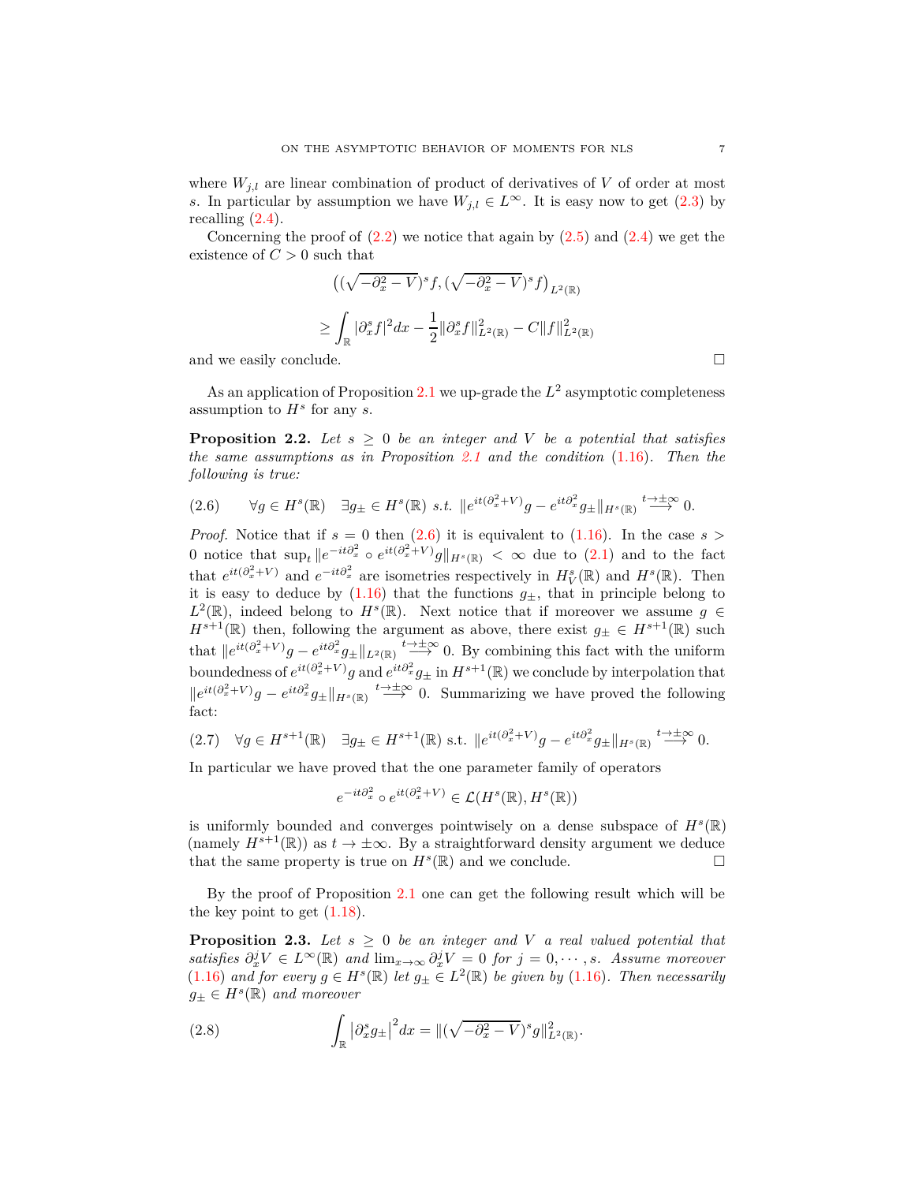where $W_{j,l}$ are linear combination of product of derivatives of $V$ of order at most $s$. In particular by assumption we have $W_{j,l} \in L^\infty$. It is easy now to get (2.3) by recalling (2.4).

Concerning the proof of (2.2) we notice that again by (2.5) and (2.4) we get the existence of $C > 0$ such that

$$\big((\sqrt{-\partial_x^2 - V})^s f, (\sqrt{-\partial_x^2 - V})^s f\big)_{L^2(\mathbb{R})}$$

$$\geq \int_{\mathbb{R}} |\partial_x^s f|^2 dx - \frac{1}{2}\|\partial_x^s f\|_{L^2(\mathbb{R})}^2 - C\|f\|_{L^2(\mathbb{R})}^2$$

and we easily conclude. □

As an application of Proposition 2.1 we up-grade the $L^2$ asymptotic completeness assumption to $H^s$ for any $s$.

**Proposition 2.2.** *Let $s \geq 0$ be an integer and $V$ be a potential that satisfies the same assumptions as in Proposition 2.1 and the condition (1.16). Then the following is true:*

$$\forall g \in H^s(\mathbb{R}) \quad \exists g_\pm \in H^s(\mathbb{R}) \text{ s.t. } \|e^{it(\partial_x^2 + V)} g - e^{it\partial_x^2} g_\pm\|_{H^s(\mathbb{R})} \overset{t\to\pm\infty}{\longrightarrow} 0. \tag{2.6}$$

*Proof.* Notice that if $s = 0$ then (2.6) it is equivalent to (1.16). In the case $s > 0$ notice that $\sup_t \|e^{-it\partial_x^2} \circ e^{it(\partial_x^2+V)} g\|_{H^s(\mathbb{R})} < \infty$ due to (2.1) and to the fact that $e^{it(\partial_x^2+V)}$ and $e^{-it\partial_x^2}$ are isometries respectively in $H^s_V(\mathbb{R})$ and $H^s(\mathbb{R})$. Then it is easy to deduce by (1.16) that the functions $g_\pm$, that in principle belong to $L^2(\mathbb{R})$, indeed belong to $H^s(\mathbb{R})$. Next notice that if moreover we assume $g \in H^{s+1}(\mathbb{R})$ then, following the argument as above, there exist $g_\pm \in H^{s+1}(\mathbb{R})$ such that $\|e^{it(\partial_x^2+V)} g - e^{it\partial_x^2} g_\pm\|_{L^2(\mathbb{R})} \overset{t\to\pm\infty}{\longrightarrow} 0$. By combining this fact with the uniform boundedness of $e^{it(\partial_x^2+V)} g$ and $e^{it\partial_x^2} g_\pm$ in $H^{s+1}(\mathbb{R})$ we conclude by interpolation that $\|e^{it(\partial_x^2+V)} g - e^{it\partial_x^2} g_\pm\|_{H^s(\mathbb{R})} \overset{t\to\pm\infty}{\longrightarrow} 0$. Summarizing we have proved the following fact:

$$\forall g \in H^{s+1}(\mathbb{R}) \quad \exists g_\pm \in H^{s+1}(\mathbb{R}) \text{ s.t. } \|e^{it(\partial_x^2 + V)} g - e^{it\partial_x^2} g_\pm\|_{H^s(\mathbb{R})} \overset{t\to\pm\infty}{\longrightarrow} 0. \tag{2.7}$$

In particular we have proved that the one parameter family of operators

$$e^{-it\partial_x^2} \circ e^{it(\partial_x^2+V)} \in \mathcal{L}(H^s(\mathbb{R}), H^s(\mathbb{R}))$$

is uniformly bounded and converges pointwisely on a dense subspace of $H^s(\mathbb{R})$ (namely $H^{s+1}(\mathbb{R})$) as $t \to \pm\infty$. By a straightforward density argument we deduce that the same property is true on $H^s(\mathbb{R})$ and we conclude. □

By the proof of Proposition 2.1 one can get the following result which will be the key point to get (1.18).

**Proposition 2.3.** *Let $s \geq 0$ be an integer and $V$ a real valued potential that satisfies $\partial_x^j V \in L^\infty(\mathbb{R})$ and $\lim_{x\to\infty} \partial_x^j V = 0$ for $j = 0, \cdots, s$. Assume moreover (1.16) and for every $g \in H^s(\mathbb{R})$ let $g_\pm \in L^2(\mathbb{R})$ be given by (1.16). Then necessarily $g_\pm \in H^s(\mathbb{R})$ and moreover*

$$\int_{\mathbb{R}} \big|\partial_x^s g_\pm\big|^2 dx = \|(\sqrt{-\partial_x^2 - V})^s g\|_{L^2(\mathbb{R})}^2. \tag{2.8}$$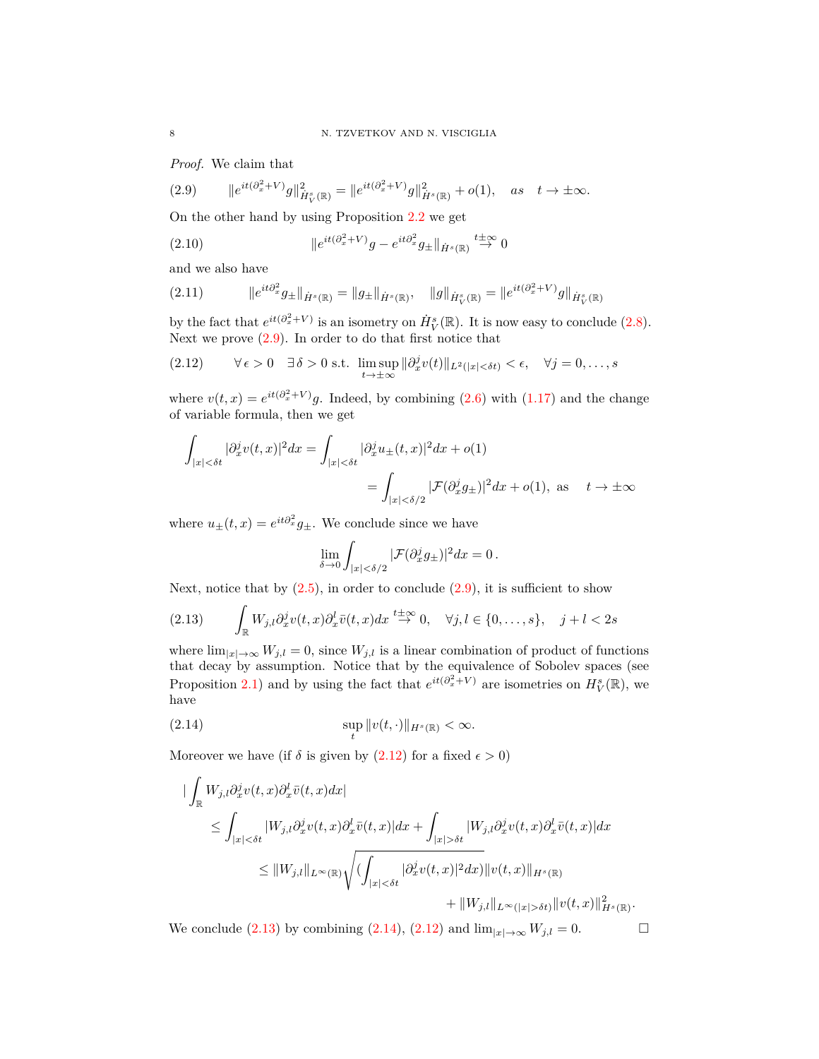*Proof.* We claim that

$$\|e^{it(\partial_x^2+V)}g\|^2_{\dot H^s_V(\mathbb{R})} = \|e^{it(\partial_x^2+V)}g\|^2_{\dot H^s(\mathbb{R})} + o(1), \quad as \quad t\to\pm\infty. \tag{2.9}$$

On the other hand by using Proposition 2.2 we get

$$\|e^{it(\partial_x^2+V)}g - e^{it\partial_x^2}g_\pm\|_{\dot H^s(\mathbb{R})} \overset{t\pm\infty}{\to} 0 \tag{2.10}$$

and we also have

$$\|e^{it\partial_x^2}g_\pm\|_{\dot H^s(\mathbb{R})} = \|g_\pm\|_{\dot H^s(\mathbb{R})}, \quad \|g\|_{\dot H^s_V(\mathbb{R})} = \|e^{it(\partial_x^2+V)}g\|_{\dot H^s_V(\mathbb{R})} \tag{2.11}$$

by the fact that $e^{it(\partial_x^2+V)}$ is an isometry on $\dot H^s_V(\mathbb{R})$. It is now easy to conclude (2.8). Next we prove (2.9). In order to do that first notice that

$$\forall\, \epsilon>0 \quad \exists\, \delta>0 \text{ s.t. } \limsup_{t\to\pm\infty}\|\partial_x^j v(t)\|_{L^2(|x|<\delta t)}<\epsilon, \quad \forall j=0,\dots,s \tag{2.12}$$

where $v(t,x)=e^{it(\partial_x^2+V)}g$. Indeed, by combining (2.6) with (1.17) and the change of variable formula, then we get

$$\begin{aligned}\int_{|x|<\delta t}|\partial_x^j v(t,x)|^2dx &= \int_{|x|<\delta t}|\partial_x^j u_\pm(t,x)|^2dx + o(1)\\ &= \int_{|x|<\delta/2}|\mathcal{F}(\partial_x^j g_\pm)|^2dx + o(1), \text{ as } \quad t\to\pm\infty\end{aligned}$$

where $u_\pm(t,x)=e^{it\partial_x^2}g_\pm$. We conclude since we have

$$\lim_{\delta\to 0}\int_{|x|<\delta/2}|\mathcal{F}(\partial_x^j g_\pm)|^2dx = 0\,.$$

Next, notice that by (2.5), in order to conclude (2.9), it is sufficient to show

$$\int_{\mathbb{R}} W_{j,l}\partial_x^j v(t,x)\partial_x^l\bar v(t,x)dx \overset{t\pm\infty}{\to} 0, \quad \forall j,l\in\{0,\dots,s\}, \quad j+l<2s \tag{2.13}$$

where $\lim_{|x|\to\infty}W_{j,l}=0$, since $W_{j,l}$ is a linear combination of product of functions that decay by assumption. Notice that by the equivalence of Sobolev spaces (see Proposition 2.1) and by using the fact that $e^{it(\partial_x^2+V)}$ are isometries on $H^s_V(\mathbb{R})$, we have

$$\sup_t\|v(t,\cdot)\|_{H^s(\mathbb{R})}<\infty. \tag{2.14}$$

Moreover we have (if $\delta$ is given by (2.12) for a fixed $\epsilon>0$)

$$\begin{aligned}&|\int_{\mathbb{R}} W_{j,l}\partial_x^j v(t,x)\partial_x^l\bar v(t,x)dx|\\ &\quad\le \int_{|x|<\delta t}|W_{j,l}\partial_x^j v(t,x)\partial_x^l\bar v(t,x)|dx + \int_{|x|>\delta t}|W_{j,l}\partial_x^j v(t,x)\partial_x^l\bar v(t,x)|dx\\ &\qquad\le \|W_{j,l}\|_{L^\infty(\mathbb{R})}\sqrt{(\int_{|x|<\delta t}|\partial_x^j v(t,x)|^2dx)}\|v(t,x)\|_{H^s(\mathbb{R})}\\ &\qquad\qquad + \|W_{j,l}\|_{L^\infty(|x|>\delta t)}\|v(t,x)\|^2_{H^s(\mathbb{R})}.\end{aligned}$$

We conclude (2.13) by combining (2.14), (2.12) and $\lim_{|x|\to\infty}W_{j,l}=0$. $\square$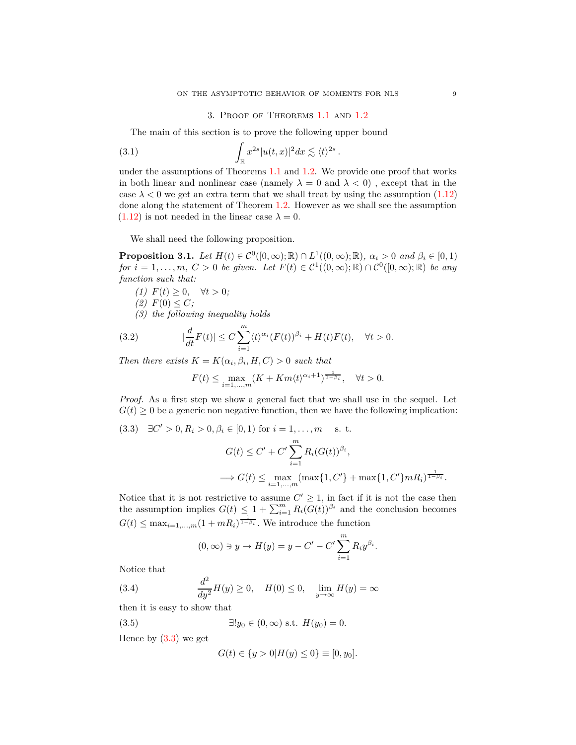## 3. Proof of Theorems 1.1 and 1.2

The main of this section is to prove the following upper bound

$$\int_{\mathbb{R}} x^{2s}|u(t,x)|^2 dx \lesssim \langle t\rangle^{2s}. \tag{3.1}$$

under the assumptions of Theorems 1.1 and 1.2. We provide one proof that works in both linear and nonlinear case (namely $\lambda = 0$ and $\lambda < 0$) , except that in the case $\lambda < 0$ we get an extra term that we shall treat by using the assumption (1.12) done along the statement of Theorem 1.2. However as we shall see the assumption (1.12) is not needed in the linear case $\lambda = 0$.

We shall need the following proposition.

**Proposition 3.1.** *Let $H(t) \in \mathcal{C}^0([0,\infty);\mathbb{R}) \cap L^1((0,\infty);\mathbb{R})$, $\alpha_i > 0$ and $\beta_i \in [0,1)$ for $i = 1,\dots,m$, $C > 0$ be given. Let $F(t) \in \mathcal{C}^1((0,\infty);\mathbb{R}) \cap \mathcal{C}^0([0,\infty);\mathbb{R})$ be any function such that:*

1. *$F(t) \geq 0, \quad \forall t > 0$;*
2. *$F(0) \leq C$;*
3. *the following inequality holds*

$$\Big|\frac{d}{dt}F(t)\Big| \leq C\sum_{i=1}^{m}\langle t\rangle^{\alpha_i}(F(t))^{\beta_i} + H(t)F(t), \quad \forall t > 0. \tag{3.2}$$

*Then there exists $K = K(\alpha_i, \beta_i, H, C) > 0$ such that*

$$F(t) \leq \max_{i=1,\dots,m}(K + Km\langle t\rangle^{\alpha_i+1})^{\frac{1}{1-\beta_i}}, \quad \forall t > 0.$$

*Proof.* As a first step we show a general fact that we shall use in the sequel. Let $G(t) \geq 0$ be a generic non negative function, then we have the following implication:

$$\exists C' > 0, R_i > 0, \beta_i \in [0,1) \text{ for } i = 1,\dots,m \quad \text{s. t.} \tag{3.3}$$

$$G(t) \leq C' + C'\sum_{i=1}^{m} R_i(G(t))^{\beta_i},$$

$$\Longrightarrow G(t) \leq \max_{i=1,\dots,m}(\max\{1,C'\} + \max\{1,C'\}mR_i)^{\frac{1}{1-\beta_i}}.$$

Notice that it is not restrictive to assume $C' \geq 1$, in fact if it is not the case then the assumption implies $G(t) \leq 1 + \sum_{i=1}^{m} R_i(G(t))^{\beta_i}$ and the conclusion becomes $G(t) \leq \max_{i=1,\dots,m}(1 + mR_i)^{\frac{1}{1-\beta_i}}$. We introduce the function

$$(0,\infty) \ni y \to H(y) = y - C' - C'\sum_{i=1}^{m} R_i y^{\beta_i}.$$

Notice that

$$\frac{d^2}{dy^2}H(y) \geq 0, \quad H(0) \leq 0, \quad \lim_{y\to\infty} H(y) = \infty \tag{3.4}$$

then it is easy to show that

$$\exists! y_0 \in (0,\infty) \text{ s.t. } H(y_0) = 0. \tag{3.5}$$

Hence by (3.3) we get

$$G(t) \in \{y > 0 | H(y) \leq 0\} \equiv [0, y_0].$$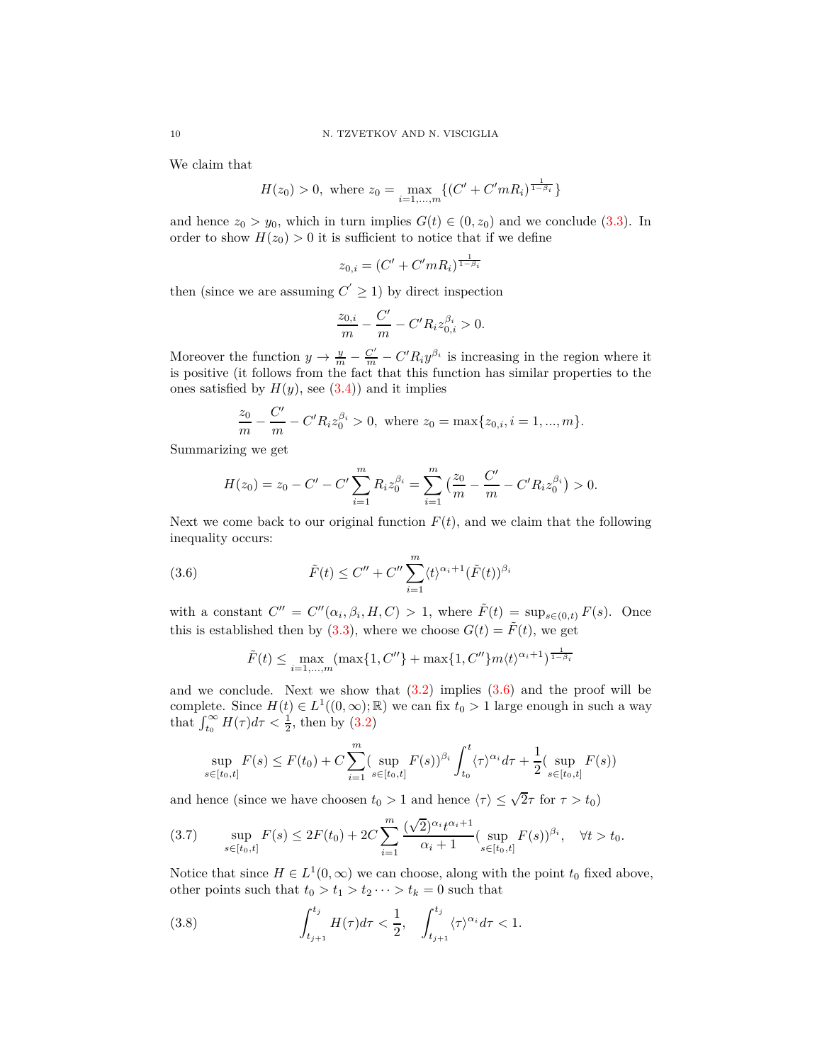We claim that

$$H(z_0) > 0, \text{ where } z_0 = \max_{i=1,...,m} \{(C' + C'mR_i)^{\frac{1}{1-\beta_i}}\}$$

and hence $z_0 > y_0$, which in turn implies $G(t) \in (0, z_0)$ and we conclude (3.3). In order to show $H(z_0) > 0$ it is sufficient to notice that if we define

$$z_{0,i} = (C' + C'mR_i)^{\frac{1}{1-\beta_i}}$$

then (since we are assuming $C' \geq 1$) by direct inspection

$$\frac{z_{0,i}}{m} - \frac{C'}{m} - C'R_i z_{0,i}^{\beta_i} > 0.$$

Moreover the function $y \to \frac{y}{m} - \frac{C'}{m} - C'R_i y^{\beta_i}$ is increasing in the region where it is positive (it follows from the fact that this function has similar properties to the ones satisfied by $H(y)$, see (3.4)) and it implies

$$\frac{z_0}{m} - \frac{C'}{m} - C'R_i z_0^{\beta_i} > 0, \text{ where } z_0 = \max\{z_{0,i}, i = 1, ..., m\}.$$

Summarizing we get

$$H(z_0) = z_0 - C' - C' \sum_{i=1}^{m} R_i z_0^{\beta_i} = \sum_{i=1}^{m} \big(\frac{z_0}{m} - \frac{C'}{m} - C'R_i z_0^{\beta_i}\big) > 0.$$

Next we come back to our original function $F(t)$, and we claim that the following inequality occurs:

$$\tilde{F}(t) \leq C'' + C'' \sum_{i=1}^{m} \langle t \rangle^{\alpha_i + 1} (\tilde{F}(t))^{\beta_i} \tag{3.6}$$

with a constant $C'' = C''(\alpha_i, \beta_i, H, C) > 1$, where $\tilde{F}(t) = \sup_{s \in (0,t)} F(s)$. Once this is established then by (3.3), where we choose $G(t) = \tilde{F}(t)$, we get

$$\tilde{F}(t) \leq \max_{i=1,...,m} (\max\{1, C''\} + \max\{1, C''\} m \langle t \rangle^{\alpha_i + 1})^{\frac{1}{1-\beta_i}}$$

and we conclude. Next we show that (3.2) implies (3.6) and the proof will be complete. Since $H(t) \in L^1((0, \infty); \mathbb{R})$ we can fix $t_0 > 1$ large enough in such a way that $\int_{t_0}^{\infty} H(\tau) d\tau < \frac{1}{2}$, then by (3.2)

$$\sup_{s \in [t_0, t]} F(s) \leq F(t_0) + C \sum_{i=1}^{m} (\sup_{s \in [t_0, t]} F(s))^{\beta_i} \int_{t_0}^{t} \langle \tau \rangle^{\alpha_i} d\tau + \frac{1}{2} (\sup_{s \in [t_0, t]} F(s))$$

and hence (since we have choosen $t_0 > 1$ and hence $\langle \tau \rangle \leq \sqrt{2}\tau$ for $\tau > t_0$)

$$\sup_{s \in [t_0, t]} F(s) \leq 2F(t_0) + 2C \sum_{i=1}^{m} \frac{(\sqrt{2})^{\alpha_i} t^{\alpha_i + 1}}{\alpha_i + 1} (\sup_{s \in [t_0, t]} F(s))^{\beta_i}, \quad \forall t > t_0. \tag{3.7}$$

Notice that since $H \in L^1(0, \infty)$ we can choose, along with the point $t_0$ fixed above, other points such that $t_0 > t_1 > t_2 \cdots > t_k = 0$ such that

$$\int_{t_{j+1}}^{t_j} H(\tau) d\tau < \frac{1}{2}, \quad \int_{t_{j+1}}^{t_j} \langle \tau \rangle^{\alpha_i} d\tau < 1. \tag{3.8}$$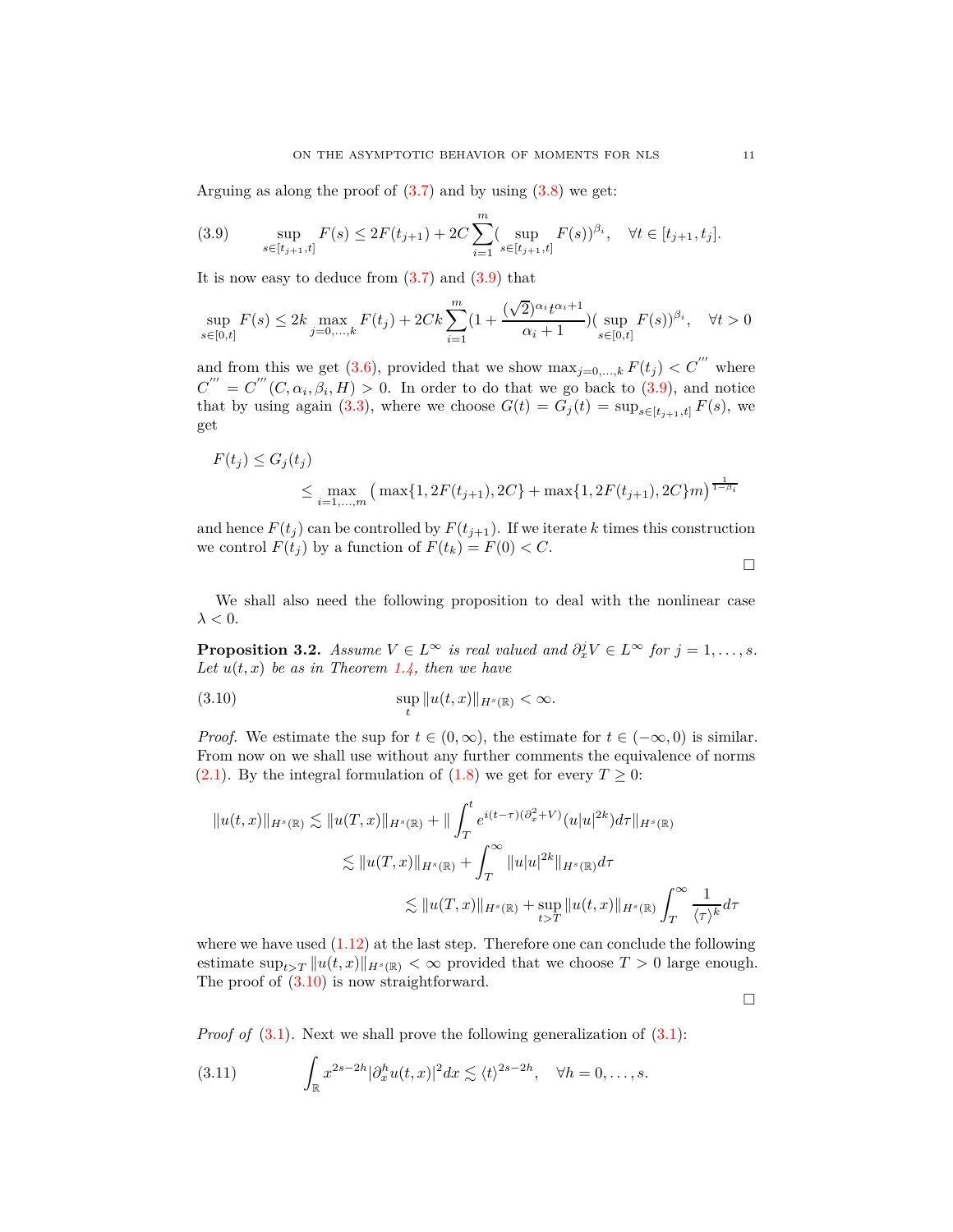Arguing as along the proof of (3.7) and by using (3.8) we get:

$$\sup_{s\in[t_{j+1},t]} F(s) \leq 2F(t_{j+1}) + 2C\sum_{i=1}^{m}(\sup_{s\in[t_{j+1},t]} F(s))^{\beta_i}, \quad \forall t\in[t_{j+1},t_j]. \tag{3.9}$$

It is now easy to deduce from (3.7) and (3.9) that

$$\sup_{s\in[0,t]} F(s) \leq 2k \max_{j=0,\dots,k} F(t_j) + 2Ck\sum_{i=1}^{m}(1+\frac{(\sqrt{2})^{\alpha_i} t^{\alpha_i+1}}{\alpha_i+1})(\sup_{s\in[0,t]} F(s))^{\beta_i}, \quad \forall t>0$$

and from this we get (3.6), provided that we show $\max_{j=0,\dots,k} F(t_j) < C^{'''}$ where $C^{'''} = C^{'''}(C,\alpha_i,\beta_i,H) > 0$. In order to do that we go back to (3.9), and notice that by using again (3.3), where we choose $G(t) = G_j(t) = \sup_{s\in[t_{j+1},t]} F(s)$, we get

$$\begin{aligned} F(t_j) &\leq G_j(t_j) \\ &\leq \max_{i=1,\dots,m} \big(\max\{1,2F(t_{j+1}),2C\} + \max\{1,2F(t_{j+1}),2C\}m\big)^{\frac{1}{1-\beta_i}} \end{aligned}$$

and hence $F(t_j)$ can be controlled by $F(t_{j+1})$. If we iterate $k$ times this construction we control $F(t_j)$ by a function of $F(t_k) = F(0) < C$.

□

We shall also need the following proposition to deal with the nonlinear case $\lambda < 0$.

**Proposition 3.2.** *Assume $V\in L^\infty$ is real valued and $\partial_x^j V\in L^\infty$ for $j=1,\dots,s$. Let $u(t,x)$ be as in Theorem 1.4, then we have*

$$\sup_t \|u(t,x)\|_{H^s(\mathbb{R})} < \infty. \tag{3.10}$$

*Proof.* We estimate the sup for $t\in(0,\infty)$, the estimate for $t\in(-\infty,0)$ is similar. From now on we shall use without any further comments the equivalence of norms (2.1). By the integral formulation of (1.8) we get for every $T\geq 0$:

$$\begin{aligned} \|u(t,x)\|_{H^s(\mathbb{R})} &\lesssim \|u(T,x)\|_{H^s(\mathbb{R})} + \|\int_T^t e^{i(t-\tau)(\partial_x^2+V)}(u|u|^{2k})d\tau\|_{H^s(\mathbb{R})} \\ &\lesssim \|u(T,x)\|_{H^s(\mathbb{R})} + \int_T^\infty \|u|u|^{2k}\|_{H^s(\mathbb{R})}d\tau \\ &\lesssim \|u(T,x)\|_{H^s(\mathbb{R})} + \sup_{t>T}\|u(t,x)\|_{H^s(\mathbb{R})}\int_T^\infty \frac{1}{\langle\tau\rangle^k}d\tau \end{aligned}$$

where we have used (1.12) at the last step. Therefore one can conclude the following estimate $\sup_{t>T}\|u(t,x)\|_{H^s(\mathbb{R})} < \infty$ provided that we choose $T>0$ large enough. The proof of (3.10) is now straightforward.

□

*Proof of* (3.1). Next we shall prove the following generalization of (3.1):

$$\int_{\mathbb{R}} x^{2s-2h}|\partial_x^h u(t,x)|^2 dx \lesssim \langle t\rangle^{2s-2h}, \quad \forall h=0,\dots,s. \tag{3.11}$$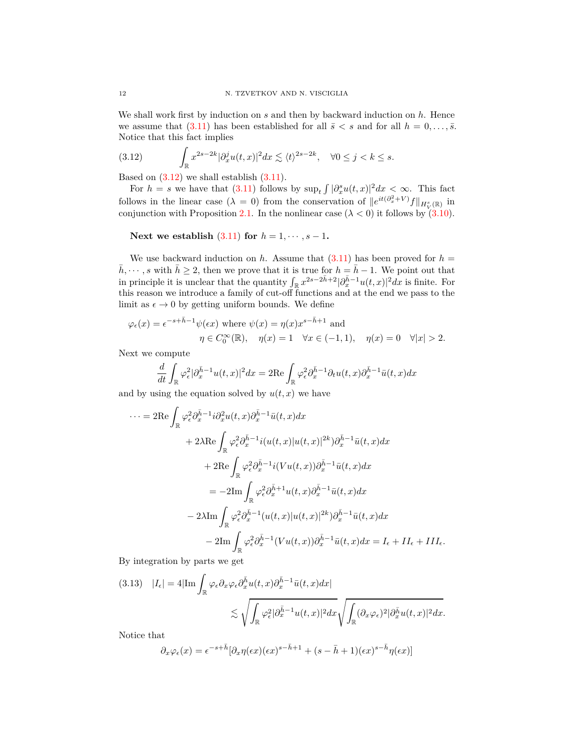We shall work first by induction on $s$ and then by backward induction on $h$. Hence we assume that (3.11) has been established for all $\bar{s} < s$ and for all $h = 0, \ldots, \bar{s}$. Notice that this fact implies

$$\int_{\mathbb{R}} x^{2s-2k} |\partial_x^j u(t,x)|^2 dx \lesssim \langle t \rangle^{2s-2k}, \quad \forall 0 \leq j < k \leq s. \tag{3.12}$$

Based on (3.12) we shall establish (3.11).

For $h = s$ we have that (3.11) follows by $\sup_t \int |\partial_x^s u(t,x)|^2 dx < \infty$. This fact follows in the linear case ($\lambda = 0$) from the conservation of $\|e^{it(\partial_x^2 + V)} f\|_{H_V^s(\mathbb{R})}$ in conjunction with Proposition 2.1. In the nonlinear case ($\lambda < 0$) it follows by (3.10).

**Next we establish (3.11) for $h = 1, \cdots, s-1$.**

We use backward induction on $h$. Assume that (3.11) has been proved for $h = \bar{h}, \cdots, s$ with $\bar{h} \geq 2$, then we prove that it is true for $h = \bar{h} - 1$. We point out that in principle it is unclear that the quantity $\int_{\mathbb{R}} x^{2s-2\bar{h}+2} |\partial_x^{\bar{h}-1} u(t,x)|^2 dx$ is finite. For this reason we introduce a family of cut-off functions and at the end we pass to the limit as $\epsilon \to 0$ by getting uniform bounds. We define

$$\varphi_\epsilon(x) = \epsilon^{-s+\bar{h}-1} \psi(\epsilon x) \text{ where } \psi(x) = \eta(x) x^{s-\bar{h}+1} \text{ and}$$
$$\eta \in C_0^\infty(\mathbb{R}), \quad \eta(x) = 1 \quad \forall x \in (-1,1), \quad \eta(x) = 0 \quad \forall |x| > 2.$$

Next we compute

$$\frac{d}{dt} \int_{\mathbb{R}} \varphi_\epsilon^2 |\partial_x^{\bar{h}-1} u(t,x)|^2 dx = 2\mathrm{Re} \int_{\mathbb{R}} \varphi_\epsilon^2 \partial_x^{\bar{h}-1} \partial_t u(t,x) \partial_x^{\bar{h}-1} \bar{u}(t,x) dx$$

and by using the equation solved by $u(t,x)$ we have

$$\begin{aligned}
\cdots = 2\mathrm{Re} \int_{\mathbb{R}} &\varphi_\epsilon^2 \partial_x^{\bar{h}-1} i \partial_x^2 u(t,x) \partial_x^{\bar{h}-1} \bar{u}(t,x) dx \\
&+ 2\lambda \mathrm{Re} \int_{\mathbb{R}} \varphi_\epsilon^2 \partial_x^{\bar{h}-1} i (u(t,x)|u(t,x)|^{2k}) \partial_x^{\bar{h}-1} \bar{u}(t,x) dx \\
&+ 2\mathrm{Re} \int_{\mathbb{R}} \varphi_\epsilon^2 \partial_x^{\bar{h}-1} i (V u(t,x)) \partial_x^{\bar{h}-1} \bar{u}(t,x) dx \\
&= -2\mathrm{Im} \int_{\mathbb{R}} \varphi_\epsilon^2 \partial_x^{\bar{h}+1} u(t,x) \partial_x^{\bar{h}-1} \bar{u}(t,x) dx \\
&- 2\lambda \mathrm{Im} \int_{\mathbb{R}} \varphi_\epsilon^2 \partial_x^{\bar{h}-1} (u(t,x)|u(t,x)|^{2k}) \partial_x^{\bar{h}-1} \bar{u}(t,x) dx \\
&- 2\mathrm{Im} \int_{\mathbb{R}} \varphi_\epsilon^2 \partial_x^{\bar{h}-1} (V u(t,x)) \partial_x^{\bar{h}-1} \bar{u}(t,x) dx = I_\epsilon + II_\epsilon + III_\epsilon.
\end{aligned}$$

By integration by parts we get

$$\begin{aligned}
|I_\epsilon| &= 4 |\mathrm{Im} \int_{\mathbb{R}} \varphi_\epsilon \partial_x \varphi_\epsilon \partial_x^{\bar{h}} u(t,x) \partial_x^{\bar{h}-1} \bar{u}(t,x) dx| \\
&\lesssim \sqrt{\int_{\mathbb{R}} \varphi_\epsilon^2 |\partial_x^{\bar{h}-1} u(t,x)|^2 dx} \sqrt{\int_{\mathbb{R}} (\partial_x \varphi_\epsilon)^2 |\partial_x^{\bar{h}} u(t,x)|^2 dx}.
\end{aligned} \tag{3.13}$$

Notice that

$$\partial_x \varphi_\epsilon(x) = \epsilon^{-s+\bar{h}} [\partial_x \eta(\epsilon x)(\epsilon x)^{s-\bar{h}+1} + (s - \bar{h} + 1)(\epsilon x)^{s-\bar{h}} \eta(\epsilon x)]$$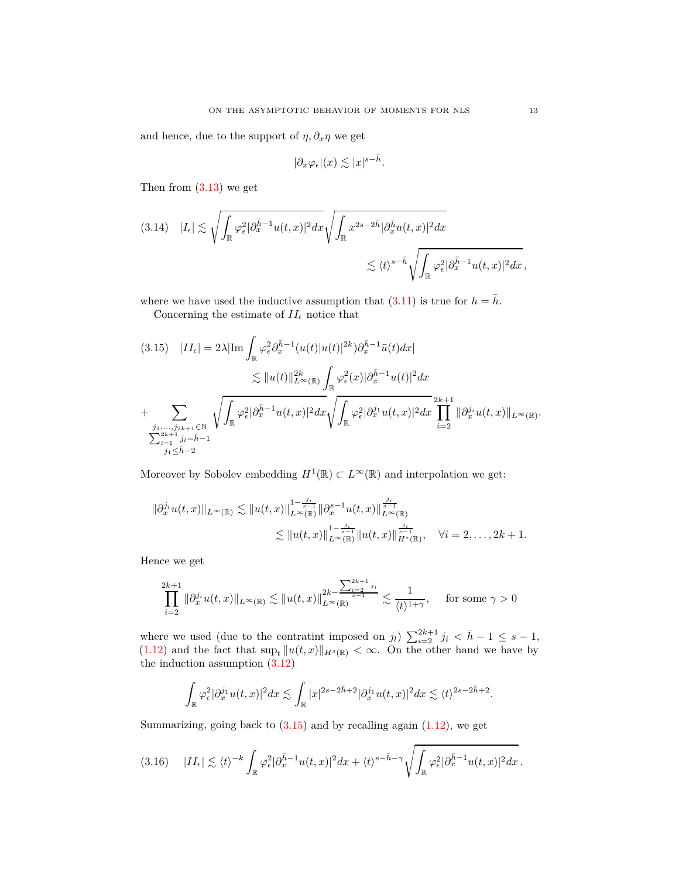and hence, due to the support of $\eta, \partial_x \eta$ we get

$$|\partial_x \varphi_\epsilon|(x) \lesssim |x|^{s-\bar{h}}.$$

Then from (3.13) we get

$$\text{(3.14)} \quad |I_\epsilon| \lesssim \sqrt{\int_{\mathbb{R}} \varphi_\epsilon^2 |\partial_x^{\bar{h}-1} u(t,x)|^2 dx} \sqrt{\int_{\mathbb{R}} x^{2s-2\bar{h}} |\partial_x^{\bar{h}} u(t,x)|^2 dx}$$
$$\lesssim \langle t \rangle^{s-\bar{h}} \sqrt{\int_{\mathbb{R}} \varphi_\epsilon^2 |\partial_x^{\bar{h}-1} u(t,x)|^2 dx},$$

where we have used the inductive assumption that (3.11) is true for $h = \bar{h}$.

Concerning the estimate of $II_\epsilon$ notice that

$$\text{(3.15)} \quad |II_\epsilon| = 2\lambda |\text{Im} \int_{\mathbb{R}} \varphi_\epsilon^2 \partial_x^{\bar{h}-1}(u(t)|u(t)|^{2k}) \partial_x^{\bar{h}-1} \bar{u}(t) dx|$$
$$\lesssim \|u(t)\|_{L^\infty(\mathbb{R})}^{2k} \int_{\mathbb{R}} \varphi_\epsilon^2(x) |\partial_x^{\bar{h}-1} u(t)|^2 dx$$
$$+ \sum_{\substack{j_1, \dots, j_{2k+1} \in \mathbb{N} \\ \sum_{l=1}^{2k+1} j_l = \bar{h}-1 \\ j_1 \leq \bar{h}-2}} \sqrt{\int_{\mathbb{R}} \varphi_\epsilon^2 |\partial_x^{\bar{h}-1} u(t,x)|^2 dx} \sqrt{\int_{\mathbb{R}} \varphi_\epsilon^2 |\partial_x^{j_1} u(t,x)|^2 dx} \prod_{i=2}^{2k+1} \|\partial_x^{j_i} u(t,x)\|_{L^\infty(\mathbb{R})}.$$

Moreover by Sobolev embedding $H^1(\mathbb{R}) \subset L^\infty(\mathbb{R})$ and interpolation we get:

$$\|\partial_x^{j_i} u(t,x)\|_{L^\infty(\mathbb{R})} \lesssim \|u(t,x)\|_{L^\infty(\mathbb{R})}^{1-\frac{j_i}{s-1}} \|\partial_x^{s-1} u(t,x)\|_{L^\infty(\mathbb{R})}^{\frac{j_i}{s-1}}$$
$$\lesssim \|u(t,x)\|_{L^\infty(\mathbb{R})}^{1-\frac{j_i}{s-1}} \|u(t,x)\|_{H^s(\mathbb{R})}^{\frac{j_i}{s-1}}, \quad \forall i = 2, \dots, 2k+1.$$

Hence we get

$$\prod_{i=2}^{2k+1} \|\partial_x^{j_i} u(t,x)\|_{L^\infty(\mathbb{R})} \lesssim \|u(t,x)\|_{L^\infty(\mathbb{R})}^{2k - \frac{\sum_{i=2}^{2k+1} j_i}{s-1}} \lesssim \frac{1}{\langle t \rangle^{1+\gamma}}, \quad \text{for some } \gamma > 0$$

where we used (due to the contraint imposed on $j_l$) $\sum_{i=2}^{2k+1} j_i < \bar{h} - 1 \leq s - 1$, (1.12) and the fact that $\sup_t \|u(t,x)\|_{H^s(\mathbb{R})} < \infty$. On the other hand we have by the induction assumption (3.12)

$$\int_{\mathbb{R}} \varphi_\epsilon^2 |\partial_x^{j_1} u(t,x)|^2 dx \lesssim \int_{\mathbb{R}} |x|^{2s-2\bar{h}+2} |\partial_x^{j_1} u(t,x)|^2 dx \lesssim \langle t \rangle^{2s-2\bar{h}+2}.$$

Summarizing, going back to (3.15) and by recalling again (1.12), we get

$$\text{(3.16)} \quad |II_\epsilon| \lesssim \langle t \rangle^{-k} \int_{\mathbb{R}} \varphi_\epsilon^2 |\partial_x^{\bar{h}-1} u(t,x)|^2 dx + \langle t \rangle^{s-\bar{h}-\gamma} \sqrt{\int_{\mathbb{R}} \varphi_\epsilon^2 |\partial_x^{\bar{h}-1} u(t,x)|^2 dx}.$$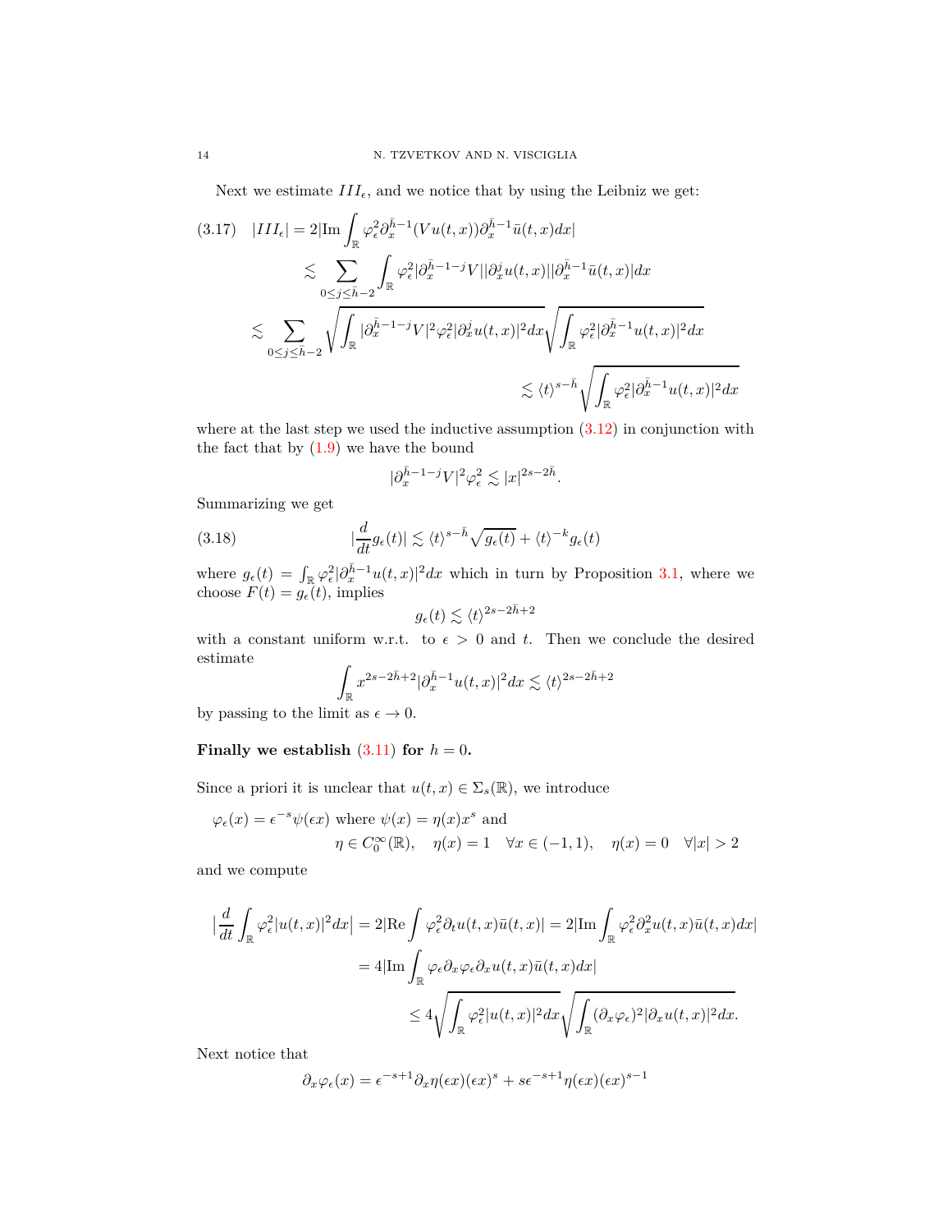Next we estimate $III_\epsilon$, and we notice that by using the Leibniz we get:

$$
\begin{aligned}
(3.17)\quad |III_\epsilon| &= 2|\mathrm{Im}\int_{\mathbb{R}} \varphi_\epsilon^2 \partial_x^{\bar{h}-1}(Vu(t,x))\partial_x^{\bar{h}-1}\bar{u}(t,x)dx| \\
&\lesssim \sum_{0\leq j\leq \bar{h}-2} \int_{\mathbb{R}} \varphi_\epsilon^2 |\partial_x^{\bar{h}-1-j}V||\partial_x^j u(t,x)||\partial_x^{\bar{h}-1}\bar{u}(t,x)|dx \\
&\lesssim \sum_{0\leq j\leq \bar{h}-2} \sqrt{\int_{\mathbb{R}} |\partial_x^{\bar{h}-1-j}V|^2\varphi_\epsilon^2|\partial_x^j u(t,x)|^2dx}\sqrt{\int_{\mathbb{R}} \varphi_\epsilon^2|\partial_x^{\bar{h}-1}u(t,x)|^2dx} \\
&\lesssim \langle t\rangle^{s-\bar{h}}\sqrt{\int_{\mathbb{R}} \varphi_\epsilon^2|\partial_x^{\bar{h}-1}u(t,x)|^2dx}
\end{aligned}
$$

where at the last step we used the inductive assumption (3.12) in conjunction with the fact that by (1.9) we have the bound

$$
|\partial_x^{\bar{h}-1-j}V|^2\varphi_\epsilon^2 \lesssim |x|^{2s-2\bar{h}}.
$$

Summarizing we get

$$
(3.18)\qquad |\frac{d}{dt}g_\epsilon(t)| \lesssim \langle t\rangle^{s-\bar{h}}\sqrt{g_\epsilon(t)} + \langle t\rangle^{-k}g_\epsilon(t)
$$

where $g_\epsilon(t) = \int_{\mathbb{R}} \varphi_\epsilon^2|\partial_x^{\bar{h}-1}u(t,x)|^2dx$ which in turn by Proposition 3.1, where we choose $F(t) = g_\epsilon(t)$, implies

$$
g_\epsilon(t) \lesssim \langle t\rangle^{2s-2\bar{h}+2}
$$

with a constant uniform w.r.t. to $\epsilon > 0$ and $t$. Then we conclude the desired estimate

$$
\int_{\mathbb{R}} x^{2s-2\bar{h}+2}|\partial_x^{\bar{h}-1}u(t,x)|^2dx \lesssim \langle t\rangle^{2s-2\bar{h}+2}
$$

by passing to the limit as $\epsilon \to 0$.

**Finally we establish (3.11) for $h = 0$.**

Since a priori it is unclear that $u(t,x) \in \Sigma_s(\mathbb{R})$, we introduce

$$
\varphi_\epsilon(x) = \epsilon^{-s}\psi(\epsilon x) \text{ where } \psi(x) = \eta(x)x^s \text{ and }
$$
$$
\eta \in C_0^\infty(\mathbb{R}), \quad \eta(x) = 1 \quad \forall x \in (-1,1), \quad \eta(x) = 0 \quad \forall |x| > 2
$$

and we compute

$$
\begin{aligned}
\big|\frac{d}{dt}\int_{\mathbb{R}} \varphi_\epsilon^2|u(t,x)|^2dx\big| &= 2|\mathrm{Re}\int \varphi_\epsilon^2\partial_t u(t,x)\bar{u}(t,x)| = 2|\mathrm{Im}\int_{\mathbb{R}} \varphi_\epsilon^2\partial_x^2 u(t,x)\bar{u}(t,x)dx| \\
&= 4|\mathrm{Im}\int_{\mathbb{R}} \varphi_\epsilon\partial_x\varphi_\epsilon\partial_x u(t,x)\bar{u}(t,x)dx| \\
&\leq 4\sqrt{\int_{\mathbb{R}} \varphi_\epsilon^2|u(t,x)|^2dx}\sqrt{\int_{\mathbb{R}} (\partial_x\varphi_\epsilon)^2|\partial_x u(t,x)|^2dx}.
\end{aligned}
$$

Next notice that

$$
\partial_x\varphi_\epsilon(x) = \epsilon^{-s+1}\partial_x\eta(\epsilon x)(\epsilon x)^s + s\epsilon^{-s+1}\eta(\epsilon x)(\epsilon x)^{s-1}
$$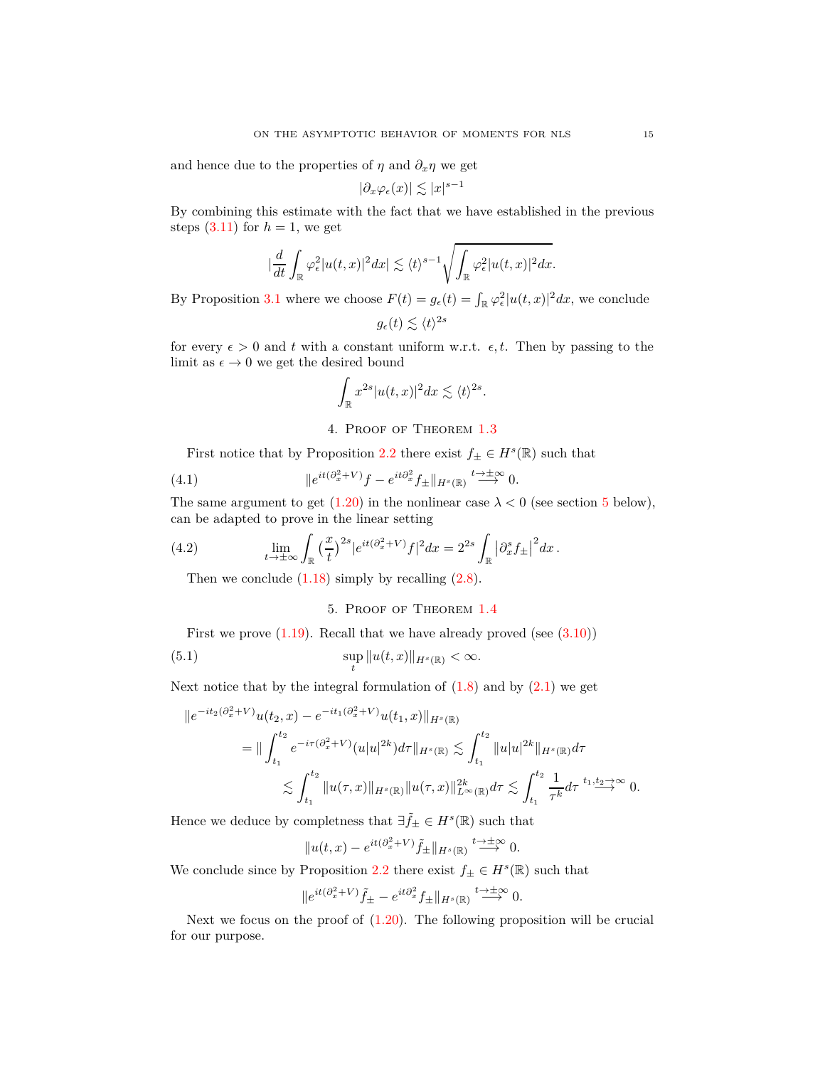and hence due to the properties of $\eta$ and $\partial_x \eta$ we get

$$|\partial_x \varphi_\epsilon(x)| \lesssim |x|^{s-1}$$

By combining this estimate with the fact that we have established in the previous steps (3.11) for $h=1$, we get

$$\Big|\frac{d}{dt}\int_{\mathbb{R}} \varphi_\epsilon^2 |u(t,x)|^2 dx\Big| \lesssim \langle t\rangle^{s-1}\sqrt{\int_{\mathbb{R}} \varphi_\epsilon^2 |u(t,x)|^2 dx}.$$

By Proposition 3.1 where we choose $F(t) = g_\epsilon(t) = \int_{\mathbb{R}} \varphi_\epsilon^2 |u(t,x)|^2 dx$, we conclude

$$g_\epsilon(t) \lesssim \langle t\rangle^{2s}$$

for every $\epsilon > 0$ and $t$ with a constant uniform w.r.t. $\epsilon, t$. Then by passing to the limit as $\epsilon \to 0$ we get the desired bound

$$\int_{\mathbb{R}} x^{2s} |u(t,x)|^2 dx \lesssim \langle t\rangle^{2s}.$$

## 4. Proof of Theorem 1.3

First notice that by Proposition 2.2 there exist $f_\pm \in H^s(\mathbb{R})$ such that

$$\|e^{it(\partial_x^2+V)} f - e^{it\partial_x^2} f_\pm\|_{H^s(\mathbb{R})} \overset{t\to\pm\infty}{\longrightarrow} 0. \tag{4.1}$$

The same argument to get (1.20) in the nonlinear case $\lambda < 0$ (see section 5 below), can be adapted to prove in the linear setting

$$\lim_{t\to\pm\infty} \int_{\mathbb{R}} \big(\frac{x}{t}\big)^{2s} |e^{it(\partial_x^2+V)} f|^2 dx = 2^{2s} \int_{\mathbb{R}} \big|\partial_x^s f_\pm\big|^2 dx\,. \tag{4.2}$$

Then we conclude (1.18) simply by recalling (2.8).

## 5. Proof of Theorem 1.4

First we prove (1.19). Recall that we have already proved (see (3.10))

$$\sup_t \|u(t,x)\|_{H^s(\mathbb{R})} < \infty. \tag{5.1}$$

Next notice that by the integral formulation of (1.8) and by (2.1) we get

$$\begin{aligned}
&\|e^{-it_2(\partial_x^2+V)} u(t_2,x) - e^{-it_1(\partial_x^2+V)} u(t_1,x)\|_{H^s(\mathbb{R})} \\
&\quad = \|\int_{t_1}^{t_2} e^{-i\tau(\partial_x^2+V)} (u|u|^{2k}) d\tau\|_{H^s(\mathbb{R})} \lesssim \int_{t_1}^{t_2} \|u|u|^{2k}\|_{H^s(\mathbb{R})} d\tau \\
&\quad\quad \lesssim \int_{t_1}^{t_2} \|u(\tau,x)\|_{H^s(\mathbb{R})} \|u(\tau,x)\|_{L^\infty(\mathbb{R})}^{2k} d\tau \lesssim \int_{t_1}^{t_2} \frac{1}{\tau^k} d\tau \overset{t_1,t_2\to\infty}{\longrightarrow} 0.
\end{aligned}$$

Hence we deduce by completness that $\exists \tilde f_\pm \in H^s(\mathbb{R})$ such that

$$\|u(t,x) - e^{it(\partial_x^2+V)} \tilde f_\pm\|_{H^s(\mathbb{R})} \overset{t\to\pm\infty}{\longrightarrow} 0.$$

We conclude since by Proposition 2.2 there exist $f_\pm \in H^s(\mathbb{R})$ such that

$$\|e^{it(\partial_x^2+V)} \tilde f_\pm - e^{it\partial_x^2} f_\pm\|_{H^s(\mathbb{R})} \overset{t\to\pm\infty}{\longrightarrow} 0.$$

Next we focus on the proof of (1.20). The following proposition will be crucial for our purpose.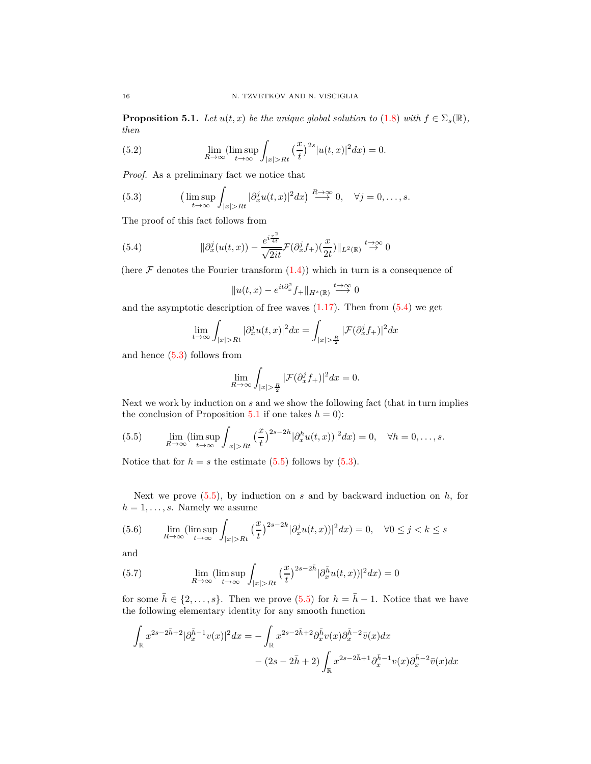**Proposition 5.1.** *Let $u(t,x)$ be the unique global solution to (1.8) with $f \in \Sigma_s(\mathbb{R})$, then*

$$\lim_{R\to\infty}(\limsup_{t\to\infty}\int_{|x|>Rt}\big(\frac{x}{t}\big)^{2s}|u(t,x)|^2dx)=0. \tag{5.2}$$

*Proof.* As a preliminary fact we notice that

$$\big(\limsup_{t\to\infty}\int_{|x|>Rt}|\partial_x^j u(t,x)|^2dx\big)\overset{R\to\infty}{\longrightarrow}0,\quad \forall j=0,\dots,s. \tag{5.3}$$

The proof of this fact follows from

$$\|\partial_x^j(u(t,x))-\frac{e^{i\frac{x^2}{4t}}}{\sqrt{2it}}\mathcal{F}(\partial_x^j f_+)(\frac{x}{2t})\|_{L^2(\mathbb{R})}\overset{t\to\infty}{\to}0 \tag{5.4}$$

(here $\mathcal{F}$ denotes the Fourier transform (1.4)) which in turn is a consequence of

$$\|u(t,x)-e^{it\partial_x^2}f_+\|_{H^s(\mathbb{R})}\overset{t\to\infty}{\longrightarrow}0$$

and the asymptotic description of free waves (1.17). Then from (5.4) we get

$$\lim_{t\to\infty}\int_{|x|>Rt}|\partial_x^j u(t,x)|^2dx=\int_{|x|>\frac{R}{2}}|\mathcal{F}(\partial_x^j f_+)|^2dx$$

and hence (5.3) follows from

$$\lim_{R\to\infty}\int_{|x|>\frac{R}{2}}|\mathcal{F}(\partial_x^j f_+)|^2dx=0.$$

Next we work by induction on $s$ and we show the following fact (that in turn implies the conclusion of Proposition 5.1 if one takes $h=0$):

$$\lim_{R\to\infty}(\limsup_{t\to\infty}\int_{|x|>Rt}\big(\frac{x}{t}\big)^{2s-2h}|\partial_x^h u(t,x))|^2dx)=0,\quad \forall h=0,\dots,s. \tag{5.5}$$

Notice that for $h=s$ the estimate (5.5) follows by (5.3).

Next we prove (5.5), by induction on $s$ and by backward induction on $h$, for $h=1,\dots,s$. Namely we assume

$$\lim_{R\to\infty}(\limsup_{t\to\infty}\int_{|x|>Rt}\big(\frac{x}{t}\big)^{2s-2k}|\partial_x^j u(t,x))|^2dx)=0,\quad \forall 0\le j<k\le s \tag{5.6}$$

and

$$\lim_{R\to\infty}(\limsup_{t\to\infty}\int_{|x|>Rt}\big(\frac{x}{t}\big)^{2s-2\bar h}|\partial_x^{\bar h} u(t,x))|^2dx)=0 \tag{5.7}$$

for some $\bar h\in\{2,\dots,s\}$. Then we prove (5.5) for $h=\bar h-1$. Notice that we have the following elementary identity for any smooth function

$$\begin{aligned}\int_{\mathbb{R}}x^{2s-2\bar h+2}|\partial_x^{\bar h-1}v(x)|^2dx=&-\int_{\mathbb{R}}x^{2s-2\bar h+2}\partial_x^{\bar h}v(x)\partial_x^{\bar h-2}\bar v(x)dx\\&-(2s-2\bar h+2)\int_{\mathbb{R}}x^{2s-2\bar h+1}\partial_x^{\bar h-1}v(x)\partial_x^{\bar h-2}\bar v(x)dx\end{aligned}$$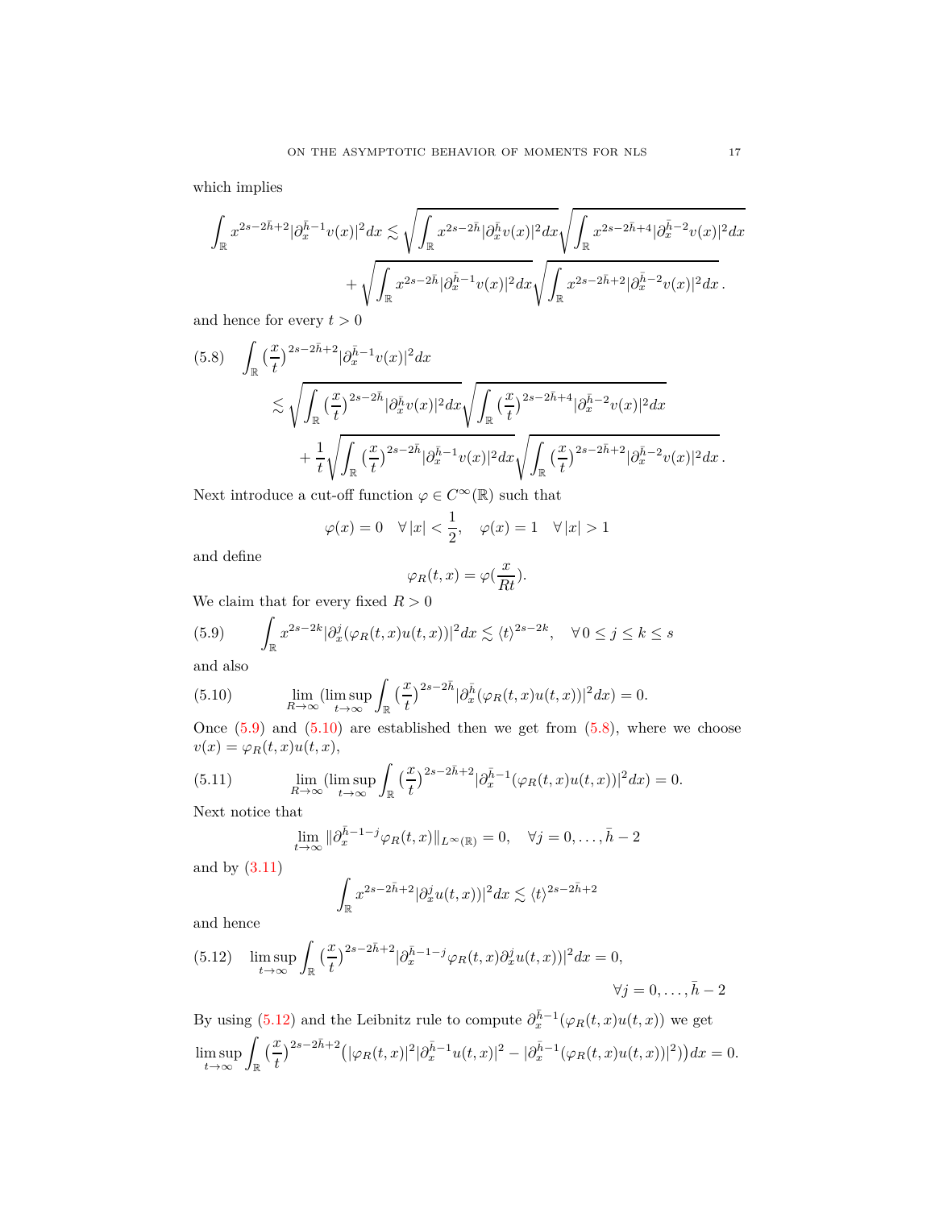which implies

$$\int_{\mathbb{R}} x^{2s-2\bar{h}+2}|\partial_x^{\bar{h}-1}v(x)|^2dx \lesssim \sqrt{\int_{\mathbb{R}} x^{2s-2\bar{h}}|\partial_x^{\bar{h}}v(x)|^2dx}\sqrt{\int_{\mathbb{R}} x^{2s-2\bar{h}+4}|\partial_x^{\bar{h}-2}v(x)|^2dx}$$
$$+\sqrt{\int_{\mathbb{R}} x^{2s-2\bar{h}}|\partial_x^{\bar{h}-1}v(x)|^2dx}\sqrt{\int_{\mathbb{R}} x^{2s-2\bar{h}+2}|\partial_x^{\bar{h}-2}v(x)|^2dx}.$$

and hence for every $t>0$

$$(5.8)\quad \int_{\mathbb{R}} \big(\frac{x}{t}\big)^{2s-2\bar{h}+2}|\partial_x^{\bar{h}-1}v(x)|^2dx$$
$$\lesssim \sqrt{\int_{\mathbb{R}} \big(\frac{x}{t}\big)^{2s-2\bar{h}}|\partial_x^{\bar{h}}v(x)|^2dx}\sqrt{\int_{\mathbb{R}} \big(\frac{x}{t}\big)^{2s-2\bar{h}+4}|\partial_x^{\bar{h}-2}v(x)|^2dx}$$
$$+\frac{1}{t}\sqrt{\int_{\mathbb{R}} \big(\frac{x}{t}\big)^{2s-2\bar{h}}|\partial_x^{\bar{h}-1}v(x)|^2dx}\sqrt{\int_{\mathbb{R}} \big(\frac{x}{t}\big)^{2s-2\bar{h}+2}|\partial_x^{\bar{h}-2}v(x)|^2dx}.$$

Next introduce a cut-off function $\varphi\in C^\infty(\mathbb{R})$ such that

$$\varphi(x)=0 \quad \forall |x|<\frac{1}{2}, \quad \varphi(x)=1 \quad \forall |x|>1$$

and define

$$\varphi_R(t,x)=\varphi(\frac{x}{Rt}).$$

We claim that for every fixed $R>0$

$$(5.9)\qquad \int_{\mathbb{R}} x^{2s-2k}|\partial_x^j(\varphi_R(t,x)u(t,x))|^2dx \lesssim \langle t\rangle^{2s-2k}, \quad \forall\, 0\leq j\leq k\leq s$$

and also

$$(5.10)\qquad \lim_{R\to\infty}(\limsup_{t\to\infty}\int_{\mathbb{R}}\big(\frac{x}{t}\big)^{2s-2\bar{h}}|\partial_x^{\bar{h}}(\varphi_R(t,x)u(t,x))|^2dx)=0.$$

Once (5.9) and (5.10) are established then we get from (5.8), where we choose $v(x)=\varphi_R(t,x)u(t,x)$,

$$(5.11)\qquad \lim_{R\to\infty}(\limsup_{t\to\infty}\int_{\mathbb{R}}\big(\frac{x}{t}\big)^{2s-2\bar{h}+2}|\partial_x^{\bar{h}-1}(\varphi_R(t,x)u(t,x))|^2dx)=0.$$

Next notice that

$$\lim_{t\to\infty}\|\partial_x^{\bar{h}-1-j}\varphi_R(t,x)\|_{L^\infty(\mathbb{R})}=0, \quad \forall j=0,\dots,\bar{h}-2$$

and by (3.11)

$$\int_{\mathbb{R}} x^{2s-2\bar{h}+2}|\partial_x^j u(t,x))|^2dx \lesssim \langle t\rangle^{2s-2\bar{h}+2}$$

and hence

$$(5.12)\quad \limsup_{t\to\infty}\int_{\mathbb{R}}\big(\frac{x}{t}\big)^{2s-2\bar{h}+2}|\partial_x^{\bar{h}-1-j}\varphi_R(t,x)\partial_x^j u(t,x))|^2dx=0, \qquad \forall j=0,\dots,\bar{h}-2$$

By using (5.12) and the Leibnitz rule to compute $\partial_x^{\bar{h}-1}(\varphi_R(t,x)u(t,x))$ we get

$$\limsup_{t\to\infty}\int_{\mathbb{R}}\big(\frac{x}{t}\big)^{2s-2\bar{h}+2}\big(|\varphi_R(t,x)|^2|\partial_x^{\bar{h}-1}u(t,x)|^2-|\partial_x^{\bar{h}-1}(\varphi_R(t,x)u(t,x))|^2)\big)dx=0.$$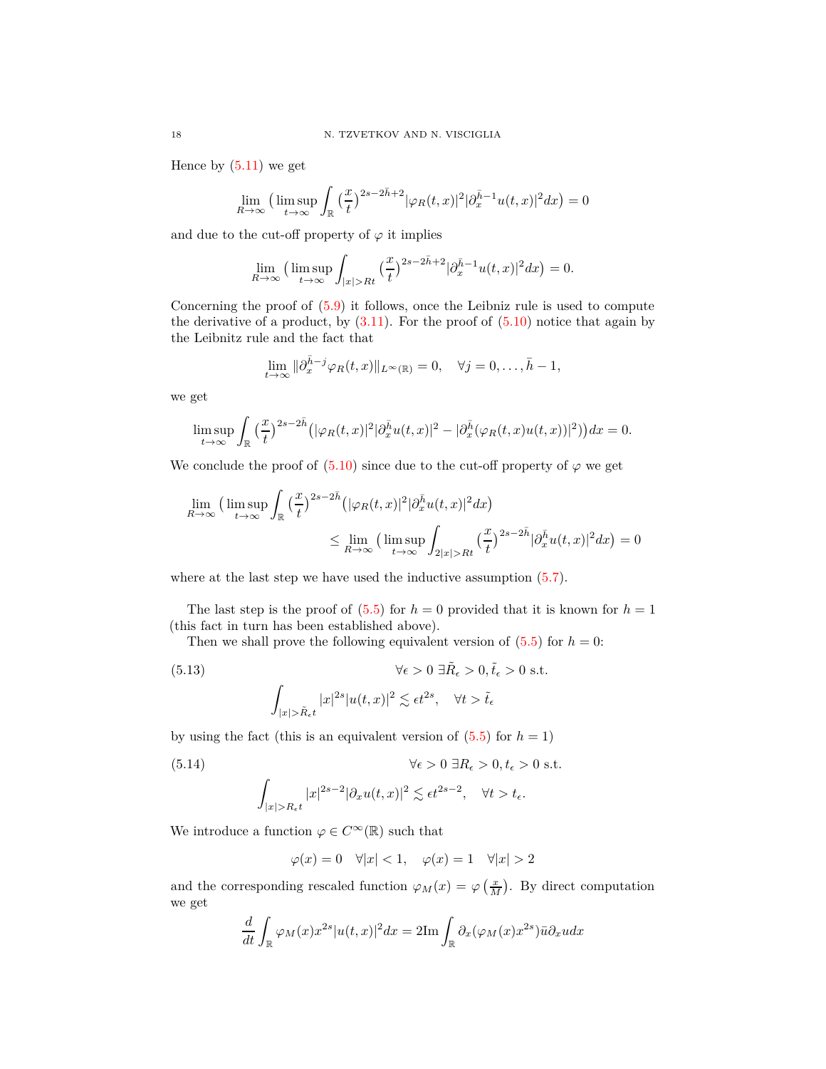Hence by (5.11) we get

$$\lim_{R\to\infty}\big(\limsup_{t\to\infty}\int_{\mathbb{R}}\big(\frac{x}{t}\big)^{2s-2\bar{h}+2}|\varphi_R(t,x)|^2|\partial_x^{\bar{h}-1}u(t,x)|^2dx\big)=0$$

and due to the cut-off property of $\varphi$ it implies

$$\lim_{R\to\infty}\big(\limsup_{t\to\infty}\int_{|x|>Rt}\big(\frac{x}{t}\big)^{2s-2\bar{h}+2}|\partial_x^{\bar{h}-1}u(t,x)|^2dx\big)=0.$$

Concerning the proof of (5.9) it follows, once the Leibniz rule is used to compute the derivative of a product, by (3.11). For the proof of (5.10) notice that again by the Leibnitz rule and the fact that

$$\lim_{t\to\infty}\|\partial_x^{\bar{h}-j}\varphi_R(t,x)\|_{L^\infty(\mathbb{R})}=0,\quad\forall j=0,\dots,\bar{h}-1,$$

we get

$$\limsup_{t\to\infty}\int_{\mathbb{R}}\big(\frac{x}{t}\big)^{2s-2\bar{h}}\big(|\varphi_R(t,x)|^2|\partial_x^{\bar{h}}u(t,x)|^2-|\partial_x^{\bar{h}}(\varphi_R(t,x)u(t,x))|^2\big)\big)dx=0.$$

We conclude the proof of (5.10) since due to the cut-off property of $\varphi$ we get

$$\lim_{R\to\infty}\big(\limsup_{t\to\infty}\int_{\mathbb{R}}\big(\frac{x}{t}\big)^{2s-2\bar{h}}\big(|\varphi_R(t,x)|^2|\partial_x^{\bar{h}}u(t,x)|^2dx\big)$$
$$\leq\lim_{R\to\infty}\big(\limsup_{t\to\infty}\int_{2|x|>Rt}\big(\frac{x}{t}\big)^{2s-2\bar{h}}|\partial_x^{\bar{h}}u(t,x)|^2dx\big)=0$$

where at the last step we have used the inductive assumption (5.7).

The last step is the proof of (5.5) for $h=0$ provided that it is known for $h=1$ (this fact in turn has been established above).

Then we shall prove the following equivalent version of (5.5) for $h=0$:

$$\forall\epsilon>0\ \exists\tilde{R}_\epsilon>0,\tilde{t}_\epsilon>0\text{ s.t.}\tag{5.13}$$
$$\int_{|x|>\tilde{R}_\epsilon t}|x|^{2s}|u(t,x)|^2\lesssim\epsilon t^{2s},\quad\forall t>\tilde{t}_\epsilon$$

by using the fact (this is an equivalent version of (5.5) for $h=1$)

$$\forall\epsilon>0\ \exists R_\epsilon>0,t_\epsilon>0\text{ s.t.}\tag{5.14}$$
$$\int_{|x|>R_\epsilon t}|x|^{2s-2}|\partial_xu(t,x)|^2\lesssim\epsilon t^{2s-2},\quad\forall t>t_\epsilon.$$

We introduce a function $\varphi\in C^\infty(\mathbb{R})$ such that

$$\varphi(x)=0\quad\forall|x|<1,\quad\varphi(x)=1\quad\forall|x|>2$$

and the corresponding rescaled function $\varphi_M(x)=\varphi\left(\frac{x}{M}\right)$. By direct computation we get

$$\frac{d}{dt}\int_{\mathbb{R}}\varphi_M(x)x^{2s}|u(t,x)|^2dx=2\mathrm{Im}\int_{\mathbb{R}}\partial_x(\varphi_M(x)x^{2s})\bar{u}\partial_xudx$$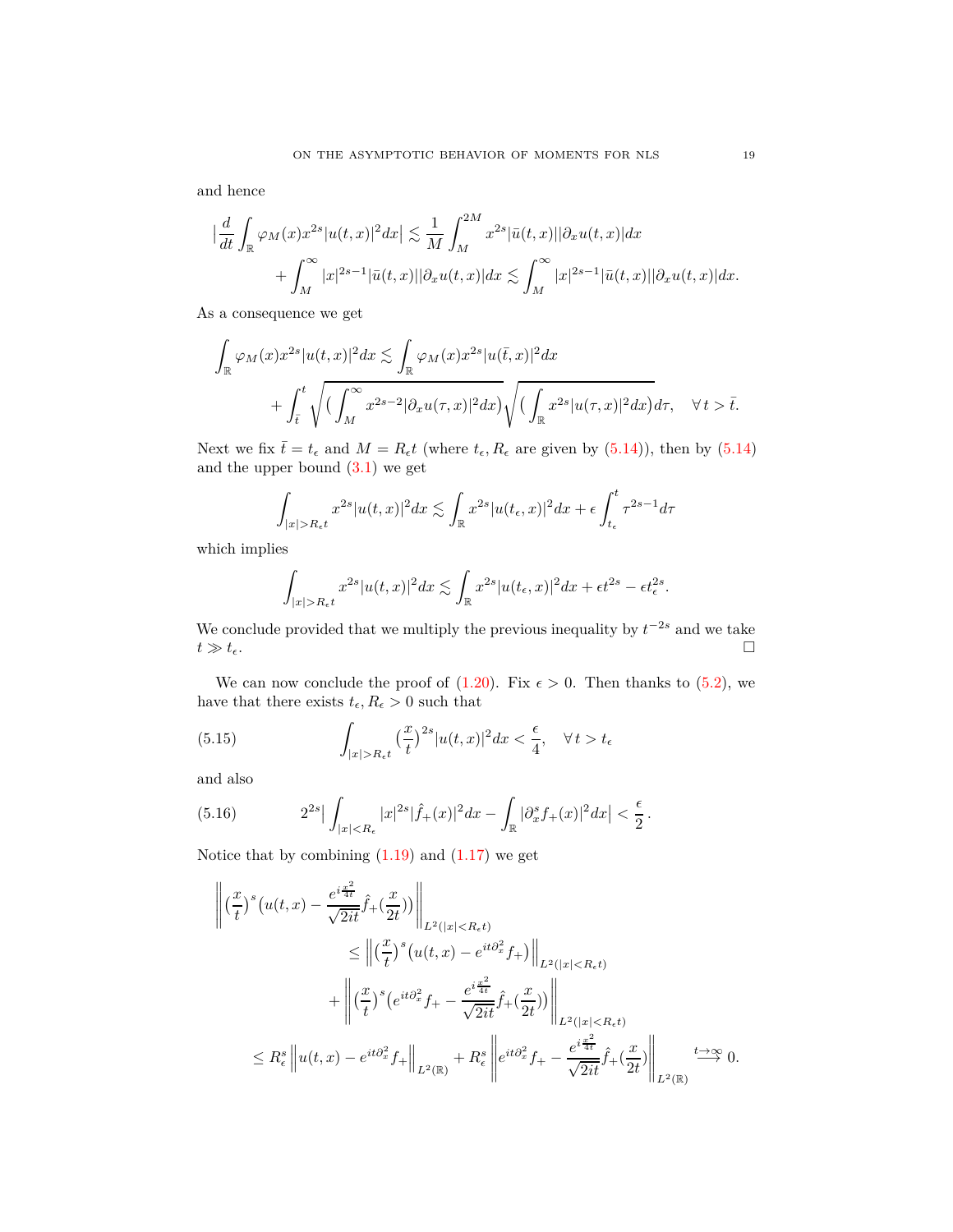and hence

$$\Big|\frac{d}{dt}\int_{\mathbb{R}}\varphi_M(x)x^{2s}|u(t,x)|^2dx\Big| \lesssim \frac{1}{M}\int_M^{2M} x^{2s}|\bar{u}(t,x)||\partial_x u(t,x)|dx$$
$$+\int_M^\infty |x|^{2s-1}|\bar{u}(t,x)||\partial_x u(t,x)|dx \lesssim \int_M^\infty |x|^{2s-1}|\bar{u}(t,x)||\partial_x u(t,x)|dx.$$

As a consequence we get

$$\int_{\mathbb{R}}\varphi_M(x)x^{2s}|u(t,x)|^2dx \lesssim \int_{\mathbb{R}}\varphi_M(x)x^{2s}|u(\bar{t},x)|^2dx$$
$$+\int_{\bar{t}}^t \sqrt{\Big(\int_M^\infty x^{2s-2}|\partial_x u(\tau,x)|^2dx\Big)}\sqrt{\Big(\int_{\mathbb{R}} x^{2s}|u(\tau,x)|^2dx\Big)}d\tau, \quad \forall\, t>\bar{t}.$$

Next we fix $\bar{t}=t_\epsilon$ and $M=R_\epsilon t$ (where $t_\epsilon, R_\epsilon$ are given by (5.14)), then by (5.14) and the upper bound (3.1) we get

$$\int_{|x|>R_\epsilon t} x^{2s}|u(t,x)|^2dx \lesssim \int_{\mathbb{R}} x^{2s}|u(t_\epsilon,x)|^2dx + \epsilon\int_{t_\epsilon}^t \tau^{2s-1}d\tau$$

which implies

$$\int_{|x|>R_\epsilon t} x^{2s}|u(t,x)|^2dx \lesssim \int_{\mathbb{R}} x^{2s}|u(t_\epsilon,x)|^2dx + \epsilon t^{2s} - \epsilon t_\epsilon^{2s}.$$

We conclude provided that we multiply the previous inequality by $t^{-2s}$ and we take $t\gg t_\epsilon$. $\square$

We can now conclude the proof of (1.20). Fix $\epsilon>0$. Then thanks to (5.2), we have that there exists $t_\epsilon, R_\epsilon>0$ such that

$$\int_{|x|>R_\epsilon t}\Big(\frac{x}{t}\Big)^{2s}|u(t,x)|^2dx < \frac{\epsilon}{4}, \quad \forall\, t>t_\epsilon \tag{5.15}$$

and also

$$2^{2s}\Big|\int_{|x|<R_\epsilon}|x|^{2s}|\hat{f}_+(x)|^2dx - \int_{\mathbb{R}}|\partial_x^s f_+(x)|^2dx\Big| < \frac{\epsilon}{2}\,. \tag{5.16}$$

Notice that by combining (1.19) and (1.17) we get

$$\Big\|\Big(\frac{x}{t}\Big)^s\Big(u(t,x)-\frac{e^{i\frac{x^2}{4t}}}{\sqrt{2it}}\hat{f}_+\Big(\frac{x}{2t}\Big)\Big)\Big\|_{L^2(|x|<R_\epsilon t)}$$
$$\le \Big\|\Big(\frac{x}{t}\Big)^s\Big(u(t,x)-e^{it\partial_x^2}f_+\Big)\Big\|_{L^2(|x|<R_\epsilon t)}$$
$$+\Big\|\Big(\frac{x}{t}\Big)^s\Big(e^{it\partial_x^2}f_+ - \frac{e^{i\frac{x^2}{4t}}}{\sqrt{2it}}\hat{f}_+\Big(\frac{x}{2t}\Big)\Big)\Big\|_{L^2(|x|<R_\epsilon t)}$$
$$\le R_\epsilon^s\Big\|u(t,x)-e^{it\partial_x^2}f_+\Big\|_{L^2(\mathbb{R})} + R_\epsilon^s\Big\|e^{it\partial_x^2}f_+ - \frac{e^{i\frac{x^2}{4t}}}{\sqrt{2it}}\hat{f}_+\Big(\frac{x}{2t}\Big)\Big\|_{L^2(\mathbb{R})} \overset{t\to\infty}{\longrightarrow} 0.$$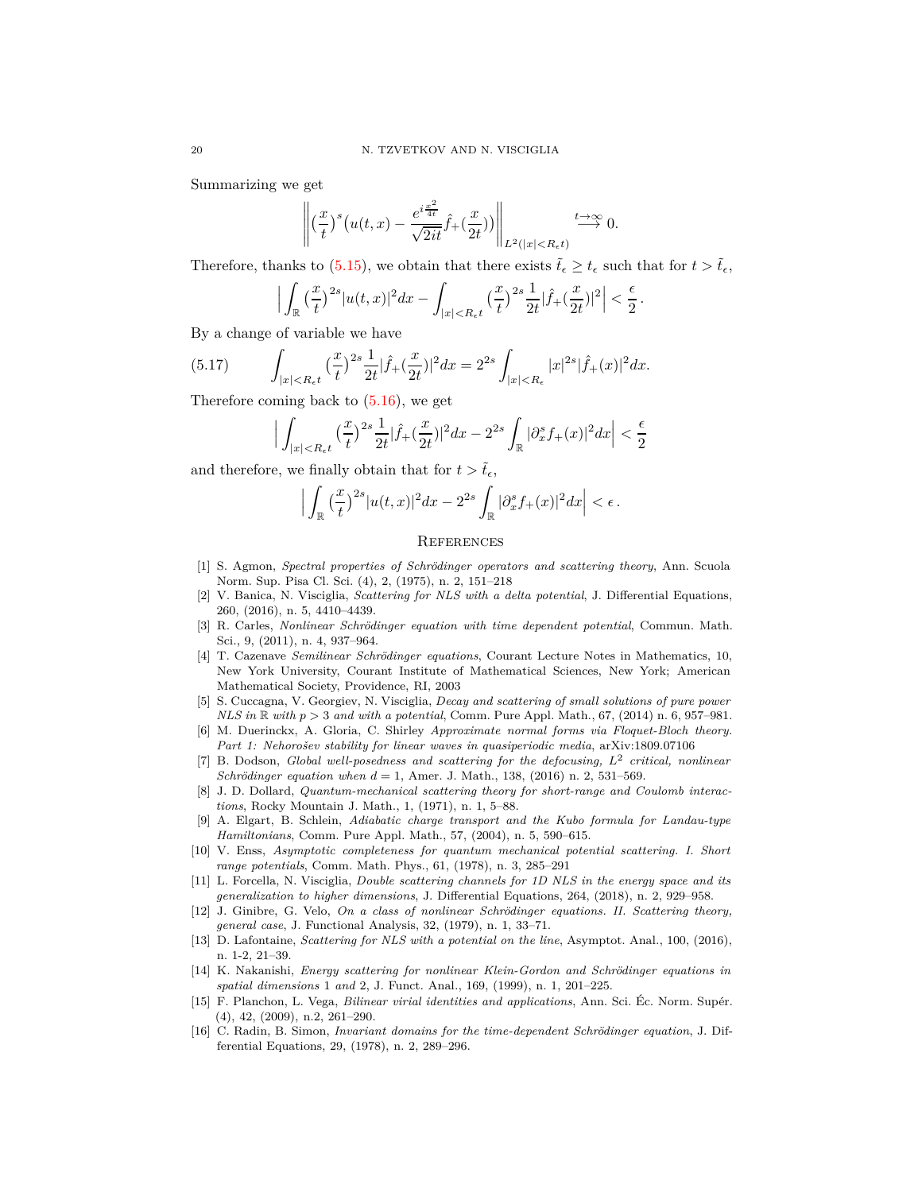Summarizing we get

$$\Big\|\big(\frac{x}{t}\big)^s\big(u(t,x)-\frac{e^{i\frac{x^2}{4t}}}{\sqrt{2it}}\hat{f}_+(\frac{x}{2t})\big)\Big\|_{L^2(|x|<R_\epsilon t)}\overset{t\to\infty}{\longrightarrow}0.$$

Therefore, thanks to (5.15), we obtain that there exists $\tilde{t}_\epsilon \geq t_\epsilon$ such that for $t>\tilde{t}_\epsilon$,

$$\Big|\int_{\mathbb{R}}\big(\frac{x}{t}\big)^{2s}|u(t,x)|^2dx-\int_{|x|<R_\epsilon t}\big(\frac{x}{t}\big)^{2s}\frac{1}{2t}|\hat{f}_+(\frac{x}{2t})|^2\Big|<\frac{\epsilon}{2}\,.$$

By a change of variable we have

$$\int_{|x|<R_\epsilon t}\big(\frac{x}{t}\big)^{2s}\frac{1}{2t}|\hat{f}_+(\frac{x}{2t})|^2dx=2^{2s}\int_{|x|<R_\epsilon}|x|^{2s}|\hat{f}_+(x)|^2dx. \tag{5.17}$$

Therefore coming back to (5.16), we get

$$\Big|\int_{|x|<R_\epsilon t}\big(\frac{x}{t}\big)^{2s}\frac{1}{2t}|\hat{f}_+(\frac{x}{2t})|^2dx-2^{2s}\int_{\mathbb{R}}|\partial_x^s f_+(x)|^2dx\Big|<\frac{\epsilon}{2}$$

and therefore, we finally obtain that for $t>\tilde{t}_\epsilon$,

$$\Big|\int_{\mathbb{R}}\big(\frac{x}{t}\big)^{2s}|u(t,x)|^2dx-2^{2s}\int_{\mathbb{R}}|\partial_x^s f_+(x)|^2dx\Big|<\epsilon\,.$$

## References

[1] S. Agmon, *Spectral properties of Schrödinger operators and scattering theory*, Ann. Scuola Norm. Sup. Pisa Cl. Sci. (4), 2, (1975), n. 2, 151–218

[2] V. Banica, N. Visciglia, *Scattering for NLS with a delta potential*, J. Differential Equations, 260, (2016), n. 5, 4410–4439.

[3] R. Carles, *Nonlinear Schrödinger equation with time dependent potential*, Commun. Math. Sci., 9, (2011), n. 4, 937–964.

[4] T. Cazenave *Semilinear Schrödinger equations*, Courant Lecture Notes in Mathematics, 10, New York University, Courant Institute of Mathematical Sciences, New York; American Mathematical Society, Providence, RI, 2003

[5] S. Cuccagna, V. Georgiev, N. Visciglia, *Decay and scattering of small solutions of pure power NLS in $\mathbb{R}$ with $p>3$ and with a potential*, Comm. Pure Appl. Math., 67, (2014) n. 6, 957–981.

[6] M. Duerinckx, A. Gloria, C. Shirley *Approximate normal forms via Floquet-Bloch theory. Part 1: Nehoroševev stability for linear waves in quasiperiodic media*, arXiv:1809.07106

[7] B. Dodson, *Global well-posedness and scattering for the defocusing, $L^2$ critical, nonlinear Schrödinger equation when $d=1$*, Amer. J. Math., 138, (2016) n. 2, 531–569.

[8] J. D. Dollard, *Quantum-mechanical scattering theory for short-range and Coulomb interactions*, Rocky Mountain J. Math., 1, (1971), n. 1, 5–88.

[9] A. Elgart, B. Schlein, *Adiabatic charge transport and the Kubo formula for Landau-type Hamiltonians*, Comm. Pure Appl. Math., 57, (2004), n. 5, 590–615.

[10] V. Enss, *Asymptotic completeness for quantum mechanical potential scattering. I. Short range potentials*, Comm. Math. Phys., 61, (1978), n. 3, 285–291

[11] L. Forcella, N. Visciglia, *Double scattering channels for 1D NLS in the energy space and its generalization to higher dimensions*, J. Differential Equations, 264, (2018), n. 2, 929–958.

[12] J. Ginibre, G. Velo, *On a class of nonlinear Schrödinger equations. II. Scattering theory, general case*, J. Functional Analysis, 32, (1979), n. 1, 33–71.

[13] D. Lafontaine, *Scattering for NLS with a potential on the line*, Asymptot. Anal., 100, (2016), n. 1-2, 21–39.

[14] K. Nakanishi, *Energy scattering for nonlinear Klein-Gordon and Schrödinger equations in spatial dimensions 1 and 2*, J. Funct. Anal., 169, (1999), n. 1, 201–225.

[15] F. Planchon, L. Vega, *Bilinear virial identities and applications*, Ann. Sci. Éc. Norm. Supér. (4), 42, (2009), n.2, 261–290.

[16] C. Radin, B. Simon, *Invariant domains for the time-dependent Schrödinger equation*, J. Differential Equations, 29, (1978), n. 2, 289–296.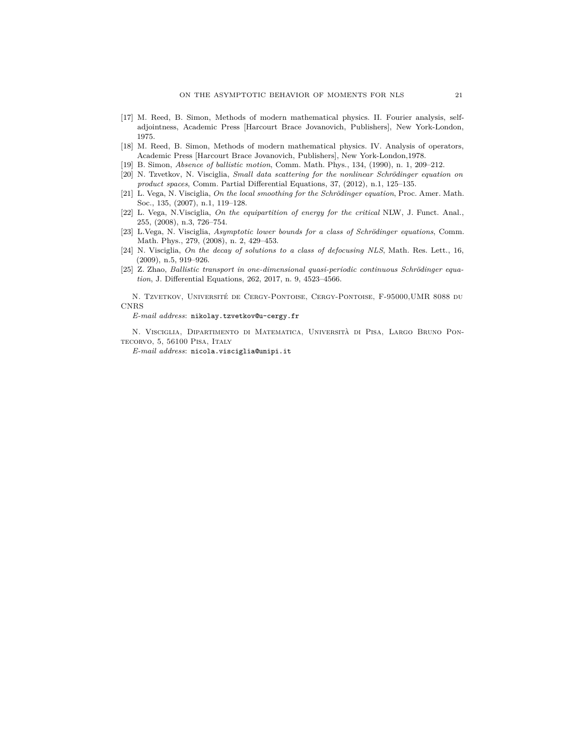[17] M. Reed, B. Simon, Methods of modern mathematical physics. II. Fourier analysis, self-adjointness, Academic Press [Harcourt Brace Jovanovich, Publishers], New York-London, 1975.

[18] M. Reed, B. Simon, Methods of modern mathematical physics. IV. Analysis of operators, Academic Press [Harcourt Brace Jovanovich, Publishers], New York-London,1978.

[19] B. Simon, *Absence of ballistic motion*, Comm. Math. Phys., 134, (1990), n. 1, 209–212.

[20] N. Tzvetkov, N. Visciglia, *Small data scattering for the nonlinear Schrödinger equation on product spaces*, Comm. Partial Differential Equations, 37, (2012), n.1, 125–135.

[21] L. Vega, N. Visciglia, *On the local smoothing for the Schrödinger equation*, Proc. Amer. Math. Soc., 135, (2007), n.1, 119–128.

[22] L. Vega, N.Visciglia, *On the equipartition of energy for the critical* NLW, J. Funct. Anal., 255, (2008), n.3, 726–754.

[23] L.Vega, N. Visciglia, *Asymptotic lower bounds for a class of Schrödinger equations*, Comm. Math. Phys., 279, (2008), n. 2, 429–453.

[24] N. Visciglia, *On the decay of solutions to a class of defocusing NLS*, Math. Res. Lett., 16, (2009), n.5, 919–926.

[25] Z. Zhao, *Ballistic transport in one-dimensional quasi-periodic continuous Schrödinger equation*, J. Differential Equations, 262, 2017, n. 9, 4523–4566.

N. Tzvetkov, Université de Cergy-Pontoise, Cergy-Pontoise, F-95000,UMR 8088 du CNRS

*E-mail address*: nikolay.tzvetkov@u-cergy.fr

N. Visciglia, Dipartimento di Matematica, Università di Pisa, Largo Bruno Pontecorvo, 5, 56100 Pisa, Italy

*E-mail address*: nicola.visciglia@unipi.it